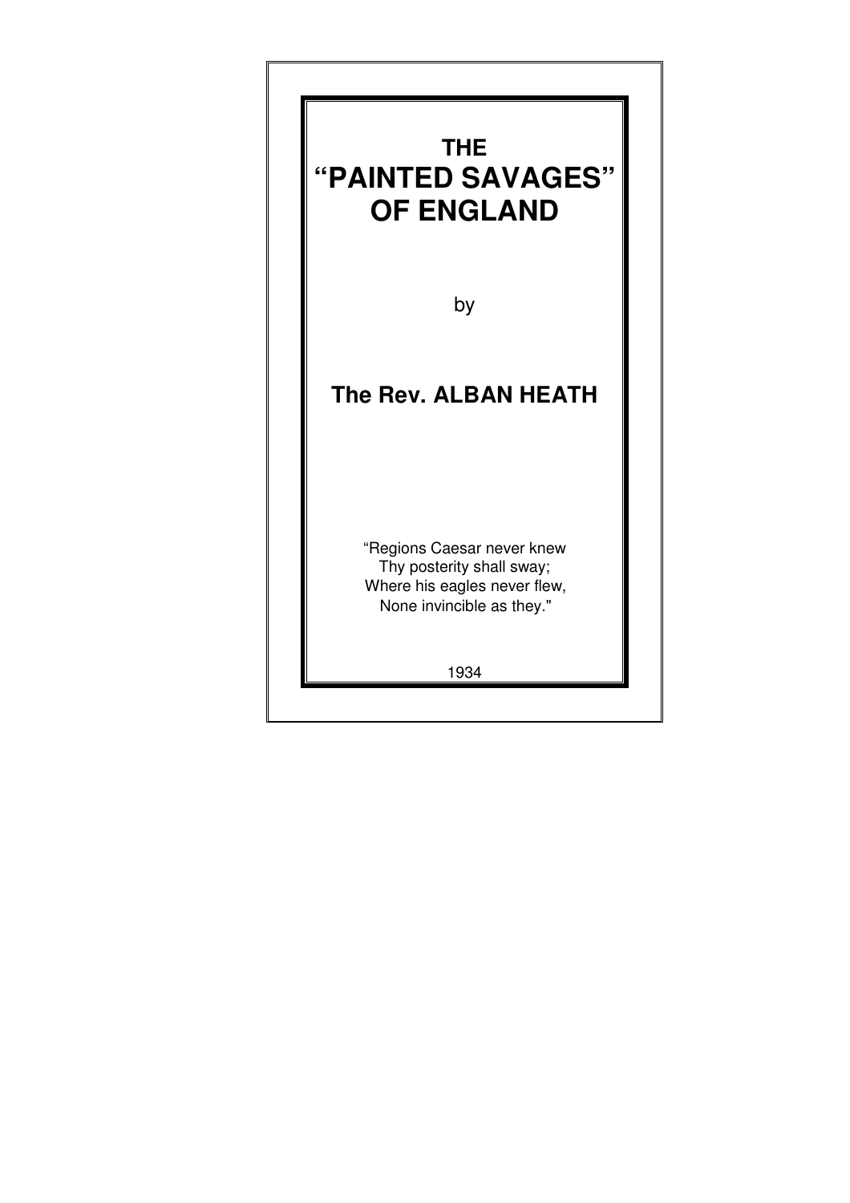# THE "PAINTED SAVAGES" OF ENGLAND

by

## The Rev. ALBAN HEATH

"Regions Caesar never knew  
Thy posterity shall sway;  
Where his eagles never flew,  
None invincible as they."

1934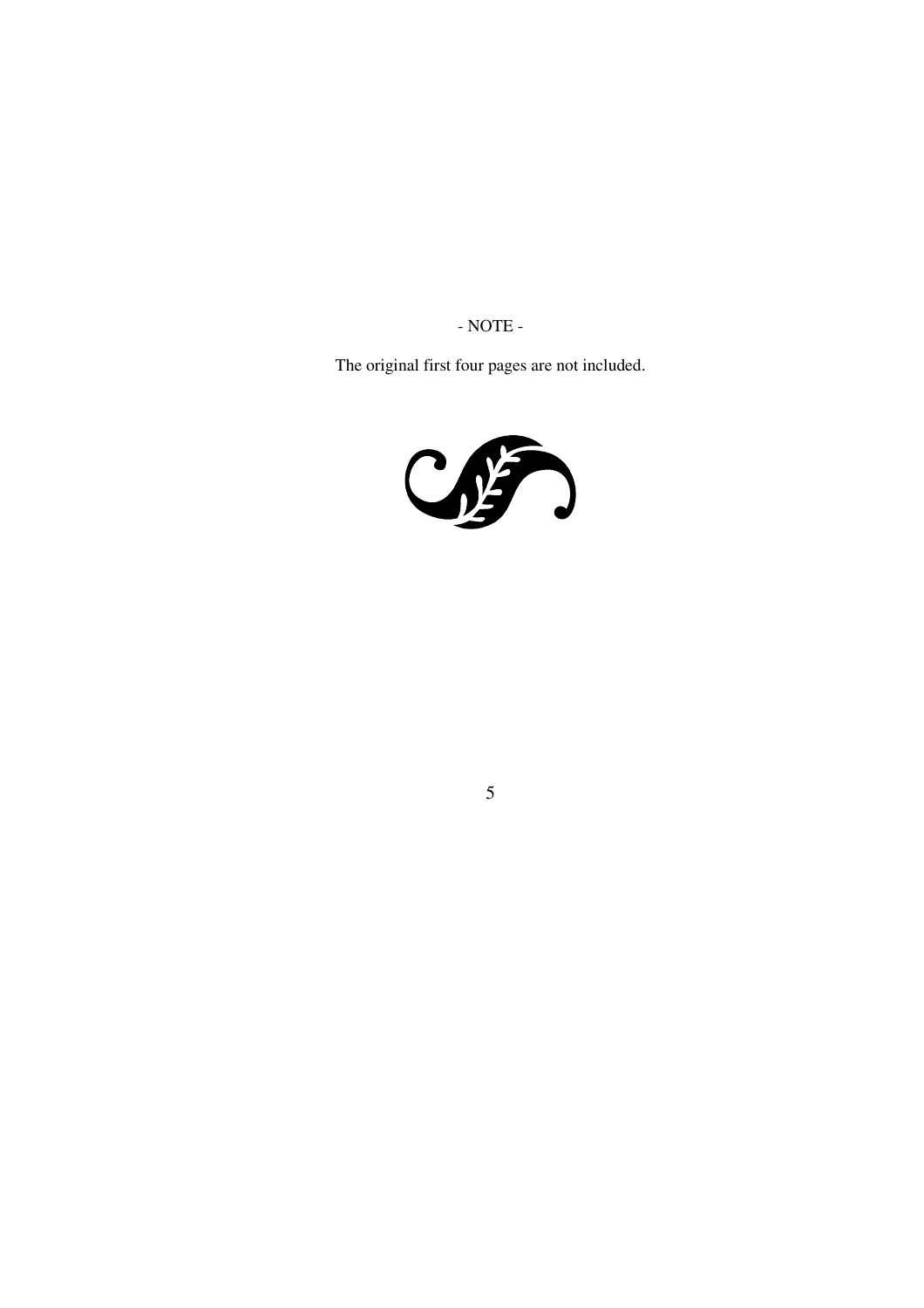- NOTE -

The original first four pages are not included.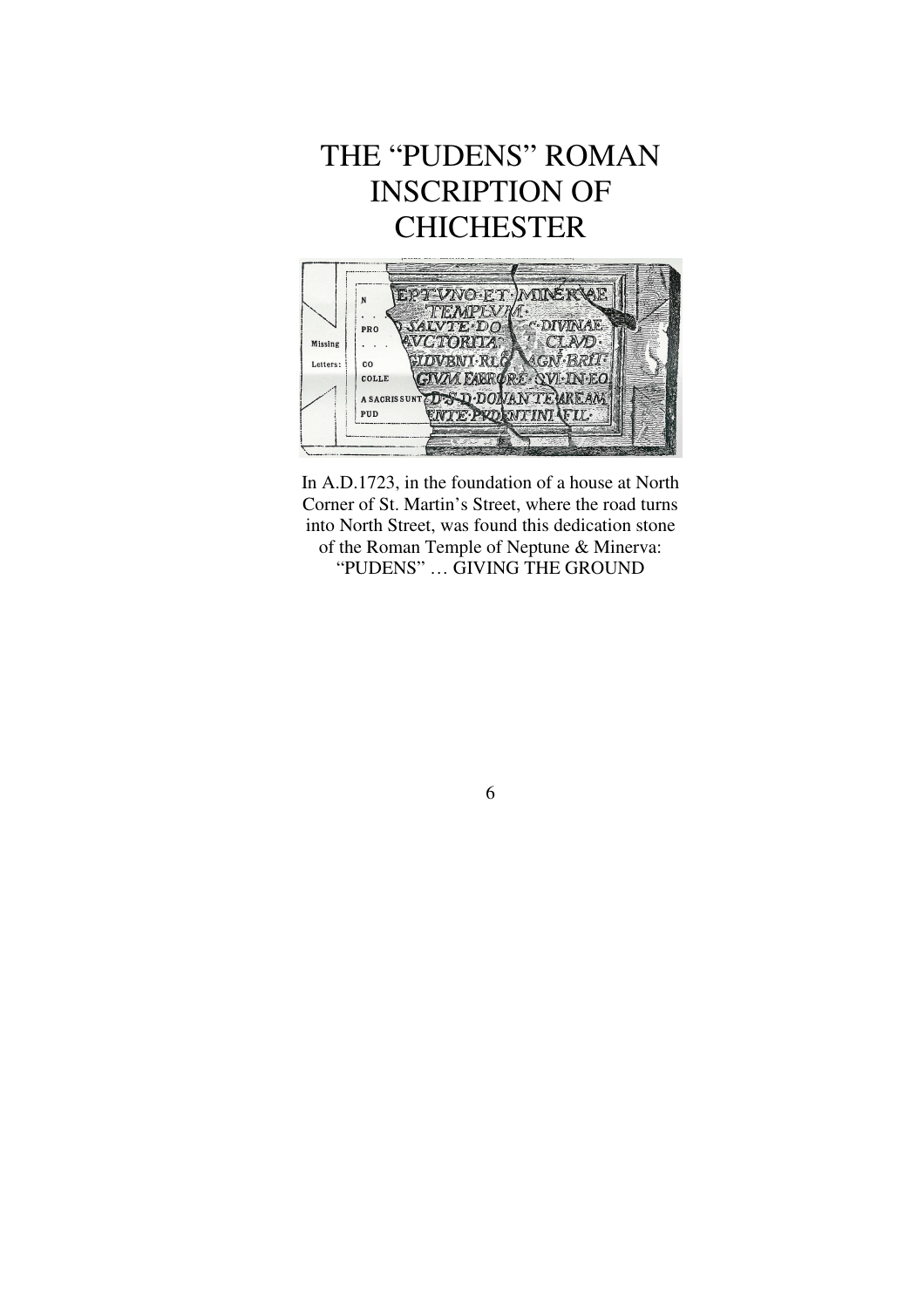# THE "PUDENS" ROMAN INSCRIPTION OF CHICHESTER

In A.D.1723, in the foundation of a house at North Corner of St. Martin's Street, where the road turns into North Street, was found this dedication stone of the Roman Temple of Neptune & Minerva: "PUDENS" … GIVING THE GROUND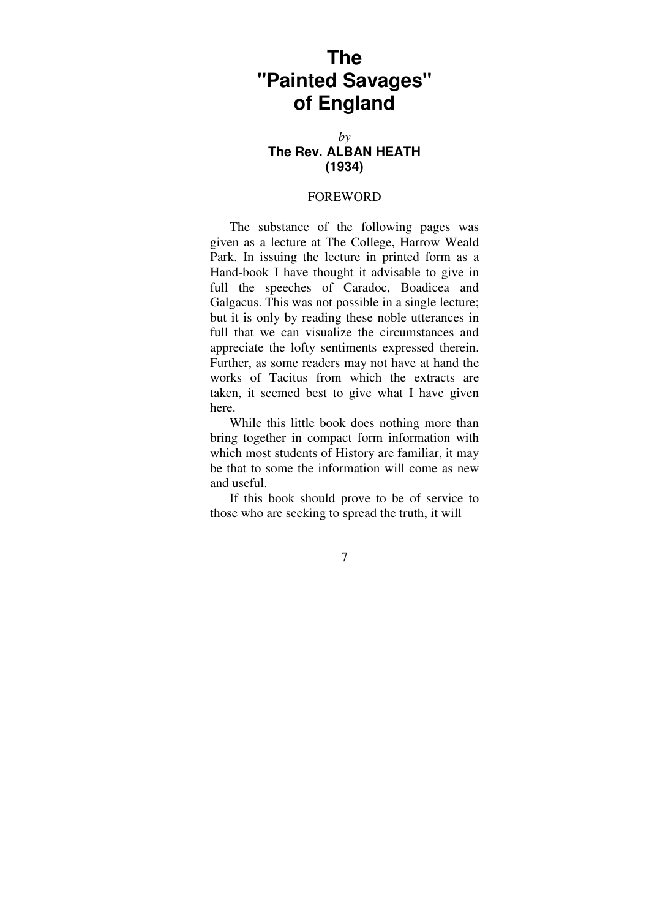# The "Painted Savages" of England

*by*

**The Rev. ALBAN HEATH (1934)**

## FOREWORD

The substance of the following pages was given as a lecture at The College, Harrow Weald Park. In issuing the lecture in printed form as a Hand-book I have thought it advisable to give in full the speeches of Caradoc, Boadicea and Galgacus. This was not possible in a single lecture; but it is only by reading these noble utterances in full that we can visualize the circumstances and appreciate the lofty sentiments expressed therein. Further, as some readers may not have at hand the works of Tacitus from which the extracts are taken, it seemed best to give what I have given here.

While this little book does nothing more than bring together in compact form information with which most students of History are familiar, it may be that to some the information will come as new and useful.

If this book should prove to be of service to those who are seeking to spread the truth, it will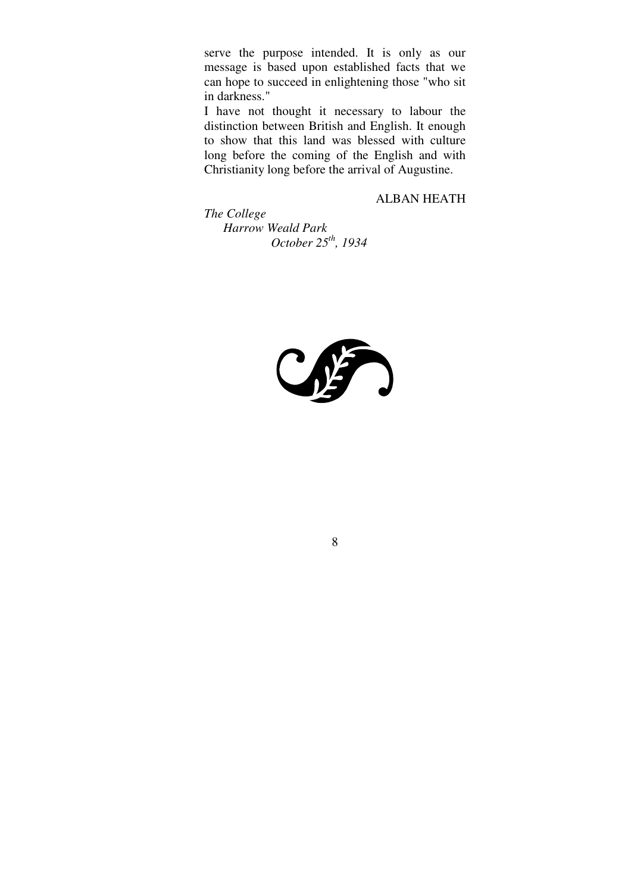serve the purpose intended. It is only as our message is based upon established facts that we can hope to succeed in enlightening those "who sit in darkness."

I have not thought it necessary to labour the distinction between British and English. It enough to show that this land was blessed with culture long before the coming of the English and with Christianity long before the arrival of Augustine.

ALBAN HEATH

*The College*
*Harrow Weald Park*
*October 25th, 1934*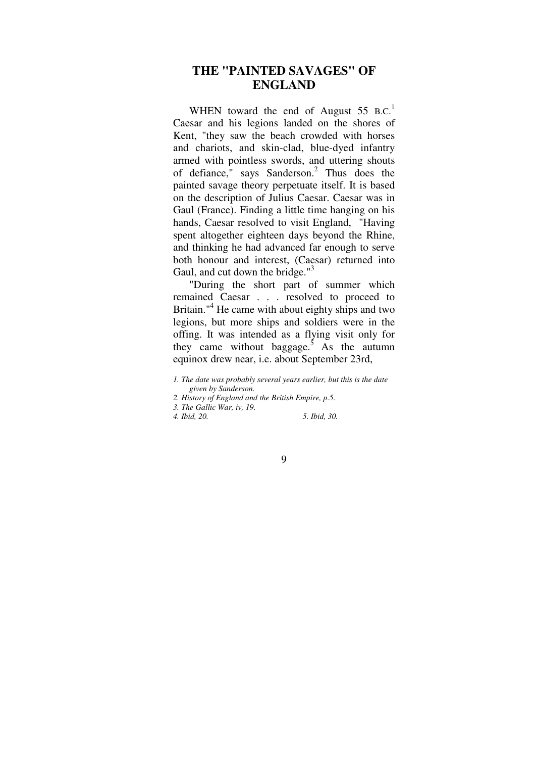# THE "PAINTED SAVAGES" OF ENGLAND

WHEN toward the end of August 55 B.C.[1] Caesar and his legions landed on the shores of Kent, "they saw the beach crowded with horses and chariots, and skin-clad, blue-dyed infantry armed with pointless swords, and uttering shouts of defiance," says Sanderson.[2] Thus does the painted savage theory perpetuate itself. It is based on the description of Julius Caesar. Caesar was in Gaul (France). Finding a little time hanging on his hands, Caesar resolved to visit England, "Having spent altogether eighteen days beyond the Rhine, and thinking he had advanced far enough to serve both honour and interest, (Caesar) returned into Gaul, and cut down the bridge."[3]

"During the short part of summer which remained Caesar . . . resolved to proceed to Britain."[4] He came with about eighty ships and two legions, but more ships and soldiers were in the offing. It was intended as a flying visit only for they came without baggage.[5] As the autumn equinox drew near, i.e. about September 23rd,

*1. The date was probably several years earlier, but this is the date given by Sanderson.*

*2. History of England and the British Empire, p.5.*

*3. The Gallic War, iv, 19.*

*4. Ibid, 20.*

*5. Ibid, 30.*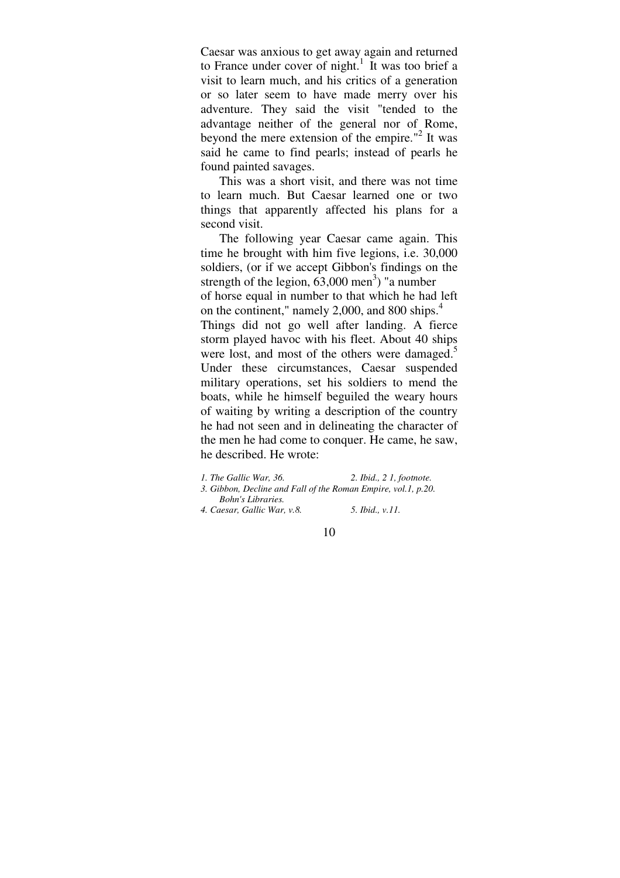Caesar was anxious to get away again and returned to France under cover of night.[1] It was too brief a visit to learn much, and his critics of a generation or so later seem to have made merry over his adventure. They said the visit "tended to the advantage neither of the general nor of Rome, beyond the mere extension of the empire."[2] It was said he came to find pearls; instead of pearls he found painted savages.

This was a short visit, and there was not time to learn much. But Caesar learned one or two things that apparently affected his plans for a second visit.

The following year Caesar came again. This time he brought with him five legions, i.e. 30,000 soldiers, (or if we accept Gibbon's findings on the strength of the legion, 63,000 men[3]) "a number of horse equal in number to that which he had left on the continent," namely 2,000, and 800 ships.[4] Things did not go well after landing. A fierce storm played havoc with his fleet. About 40 ships were lost, and most of the others were damaged.[5] Under these circumstances, Caesar suspended military operations, set his soldiers to mend the boats, while he himself beguiled the weary hours of waiting by writing a description of the country he had not seen and in delineating the character of the men he had come to conquer. He came, he saw, he described. He wrote:

*1. The Gallic War, 36.* *2. Ibid., 2 1, footnote.*
*3. Gibbon, Decline and Fall of the Roman Empire, vol.1, p.20. Bohn's Libraries.*
*4. Caesar, Gallic War, v.8.* *5. Ibid., v.11.*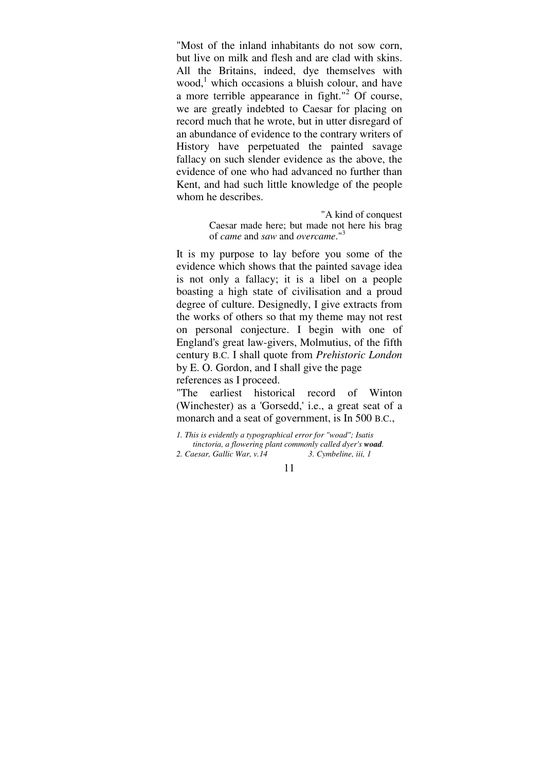"Most of the inland inhabitants do not sow corn, but live on milk and flesh and are clad with skins. All the Britains, indeed, dye themselves with wood,[1] which occasions a bluish colour, and have a more terrible appearance in fight."[2] Of course, we are greatly indebted to Caesar for placing on record much that he wrote, but in utter disregard of an abundance of evidence to the contrary writers of History have perpetuated the painted savage fallacy on such slender evidence as the above, the evidence of one who had advanced no further than Kent, and had such little knowledge of the people whom he describes.

> "A kind of conquest
> Caesar made here; but made not here his brag
> of *came* and *saw* and *overcame*."[3]

It is my purpose to lay before you some of the evidence which shows that the painted savage idea is not only a fallacy; it is a libel on a people boasting a high state of civilisation and a proud degree of culture. Designedly, I give extracts from the works of others so that my theme may not rest on personal conjecture. I begin with one of England's great law-givers, Molmutius, of the fifth century B.C. I shall quote from *Prehistoric London* by E. O. Gordon, and I shall give the page references as I proceed.

"The earliest historical record of Winton (Winchester) as a 'Gorsedd,' i.e., a great seat of a monarch and a seat of government, is In 500 B.C.,

*1. This is evidently a typographical error for "woad"; Isatis tinctoria, a flowering plant commonly called dyer's* ***woad****.*

*2. Caesar, Gallic War, v.14*

*3. Cymbeline, iii, 1*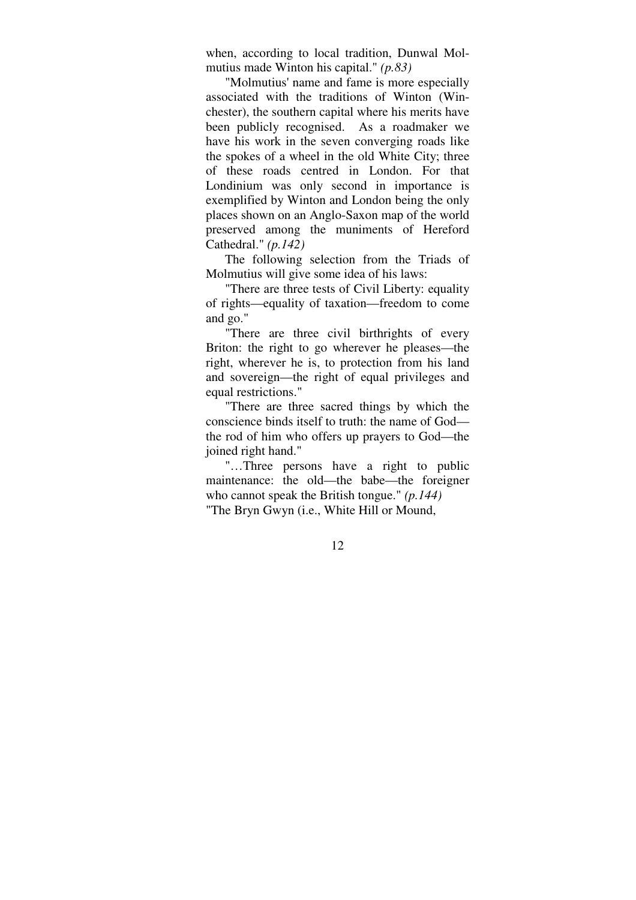when, according to local tradition, Dunwal Molmutius made Winton his capital." *(p.83)*

"Molmutius' name and fame is more especially associated with the traditions of Winton (Winchester), the southern capital where his merits have been publicly recognised. As a roadmaker we have his work in the seven converging roads like the spokes of a wheel in the old White City; three of these roads centred in London. For that Londinium was only second in importance is exemplified by Winton and London being the only places shown on an Anglo-Saxon map of the world preserved among the muniments of Hereford Cathedral." *(p.142)*

The following selection from the Triads of Molmutius will give some idea of his laws:

"There are three tests of Civil Liberty: equality of rights—equality of taxation—freedom to come and go."

"There are three civil birthrights of every Briton: the right to go wherever he pleases—the right, wherever he is, to protection from his land and sovereign—the right of equal privileges and equal restrictions."

"There are three sacred things by which the conscience binds itself to truth: the name of God—the rod of him who offers up prayers to God—the joined right hand."

"…Three persons have a right to public maintenance: the old—the babe—the foreigner who cannot speak the British tongue." *(p.144)*

"The Bryn Gwyn (i.e., White Hill or Mound,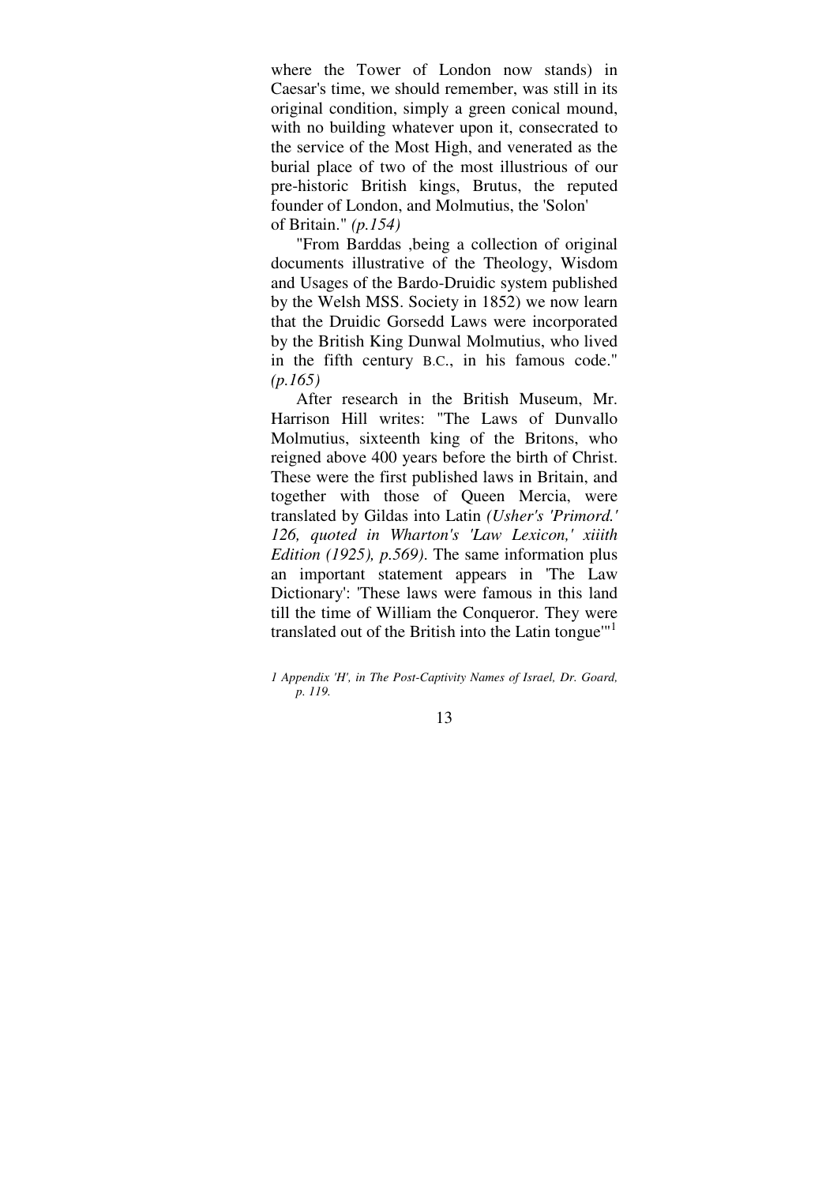where the Tower of London now stands) in Caesar's time, we should remember, was still in its original condition, simply a green conical mound, with no building whatever upon it, consecrated to the service of the Most High, and venerated as the burial place of two of the most illustrious of our pre-historic British kings, Brutus, the reputed founder of London, and Molmutius, the 'Solon' of Britain." *(p.154)*

"From Barddas ,being a collection of original documents illustrative of the Theology, Wisdom and Usages of the Bardo-Druidic system published by the Welsh MSS. Society in 1852) we now learn that the Druidic Gorsedd Laws were incorporated by the British King Dunwal Molmutius, who lived in the fifth century B.C., in his famous code." *(p.165)*

After research in the British Museum, Mr. Harrison Hill writes: "The Laws of Dunvallo Molmutius, sixteenth king of the Britons, who reigned above 400 years before the birth of Christ. These were the first published laws in Britain, and together with those of Queen Mercia, were translated by Gildas into Latin *(Usher's 'Primord.' 126, quoted in Wharton's 'Law Lexicon,' xiiith Edition (1925), p.569)*. The same information plus an important statement appears in 'The Law Dictionary': 'These laws were famous in this land till the time of William the Conqueror. They were translated out of the British into the Latin tongue'"[1]

*1 Appendix 'H', in The Post-Captivity Names of Israel, Dr. Goard, p. 119.*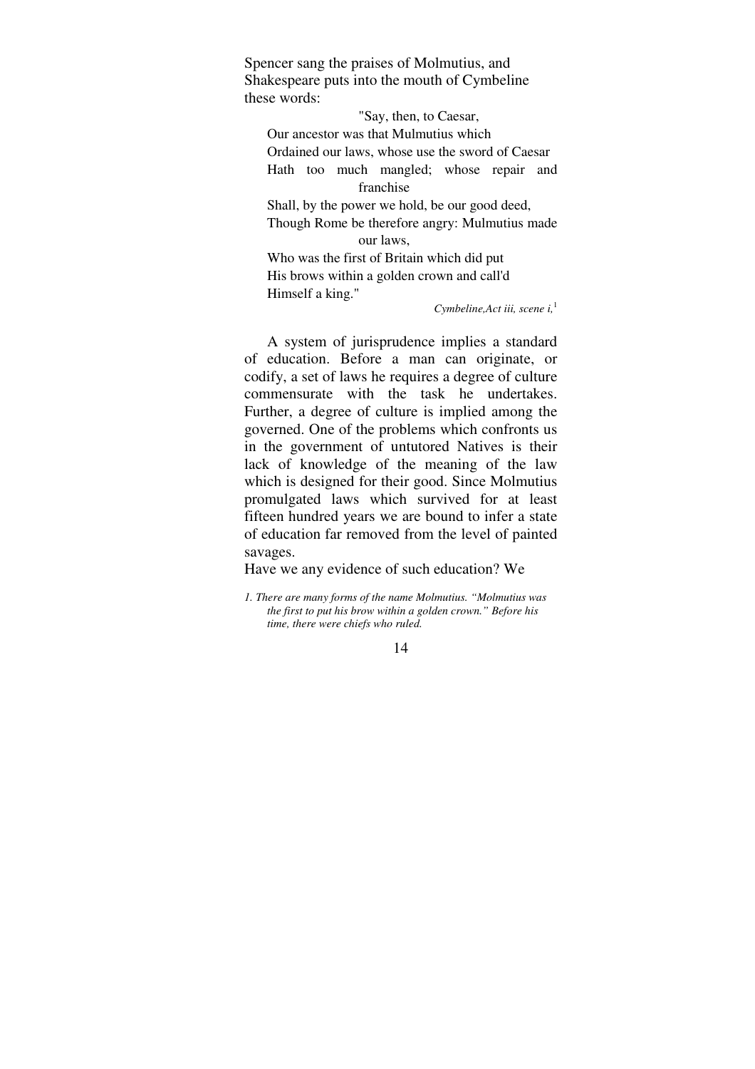Spencer sang the praises of Molmutius, and Shakespeare puts into the mouth of Cymbeline these words:

> "Say, then, to Caesar,
> Our ancestor was that Mulmutius which
> Ordained our laws, whose use the sword of Caesar
> Hath too much mangled; whose repair and franchise
> Shall, by the power we hold, be our good deed,
> Though Rome be therefore angry: Mulmutius made our laws,
> Who was the first of Britain which did put
> His brows within a golden crown and call'd
> Himself a king."
>
> *Cymbeline,Act iii, scene i,*[1]

A system of jurisprudence implies a standard of education. Before a man can originate, or codify, a set of laws he requires a degree of culture commensurate with the task he undertakes. Further, a degree of culture is implied among the governed. One of the problems which confronts us in the government of untutored Natives is their lack of knowledge of the meaning of the law which is designed for their good. Since Molmutius promulgated laws which survived for at least fifteen hundred years we are bound to infer a state of education far removed from the level of painted savages.

Have we any evidence of such education? We

*1. There are many forms of the name Molmutius. "Molmutius was the first to put his brow within a golden crown." Before his time, there were chiefs who ruled.*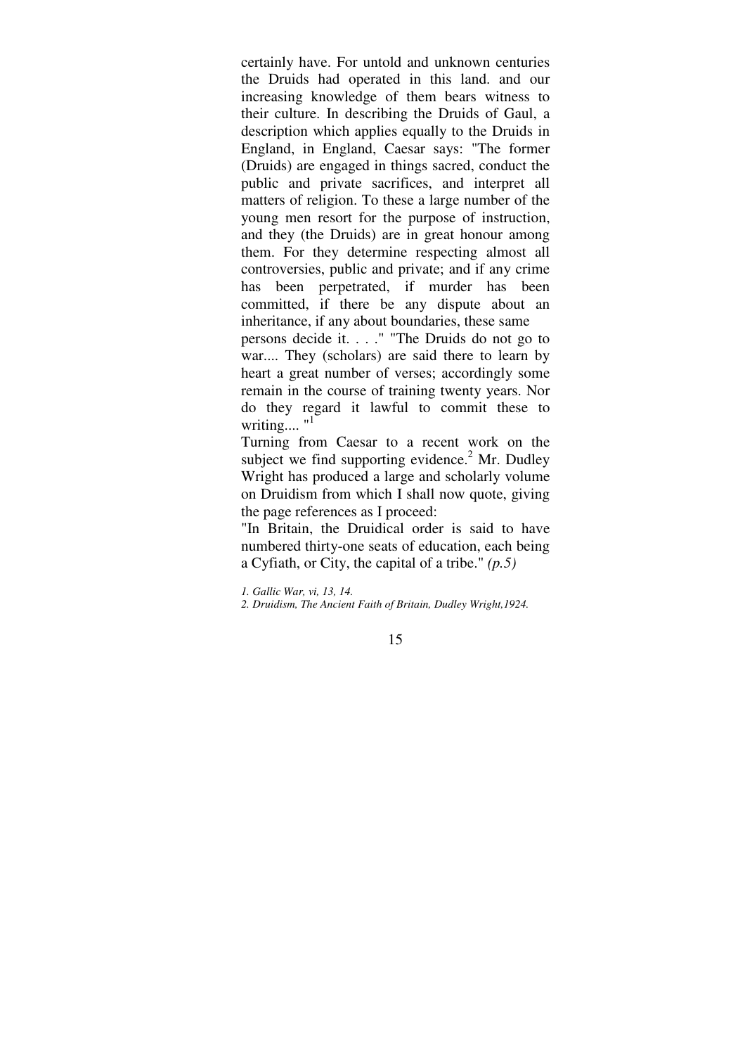certainly have. For untold and unknown centuries the Druids had operated in this land. and our increasing knowledge of them bears witness to their culture. In describing the Druids of Gaul, a description which applies equally to the Druids in England, in England, Caesar says: "The former (Druids) are engaged in things sacred, conduct the public and private sacrifices, and interpret all matters of religion. To these a large number of the young men resort for the purpose of instruction, and they (the Druids) are in great honour among them. For they determine respecting almost all controversies, public and private; and if any crime has been perpetrated, if murder has been committed, if there be any dispute about an inheritance, if any about boundaries, these same persons decide it. . . ." "The Druids do not go to war.... They (scholars) are said there to learn by heart a great number of verses; accordingly some remain in the course of training twenty years. Nor do they regard it lawful to commit these to writing.... "[1]

Turning from Caesar to a recent work on the subject we find supporting evidence.[2] Mr. Dudley Wright has produced a large and scholarly volume on Druidism from which I shall now quote, giving the page references as I proceed:

"In Britain, the Druidical order is said to have numbered thirty-one seats of education, each being a Cyfiath, or City, the capital of a tribe." *(p.5)*

*1. Gallic War, vi, 13, 14.*

*2. Druidism, The Ancient Faith of Britain, Dudley Wright,1924.*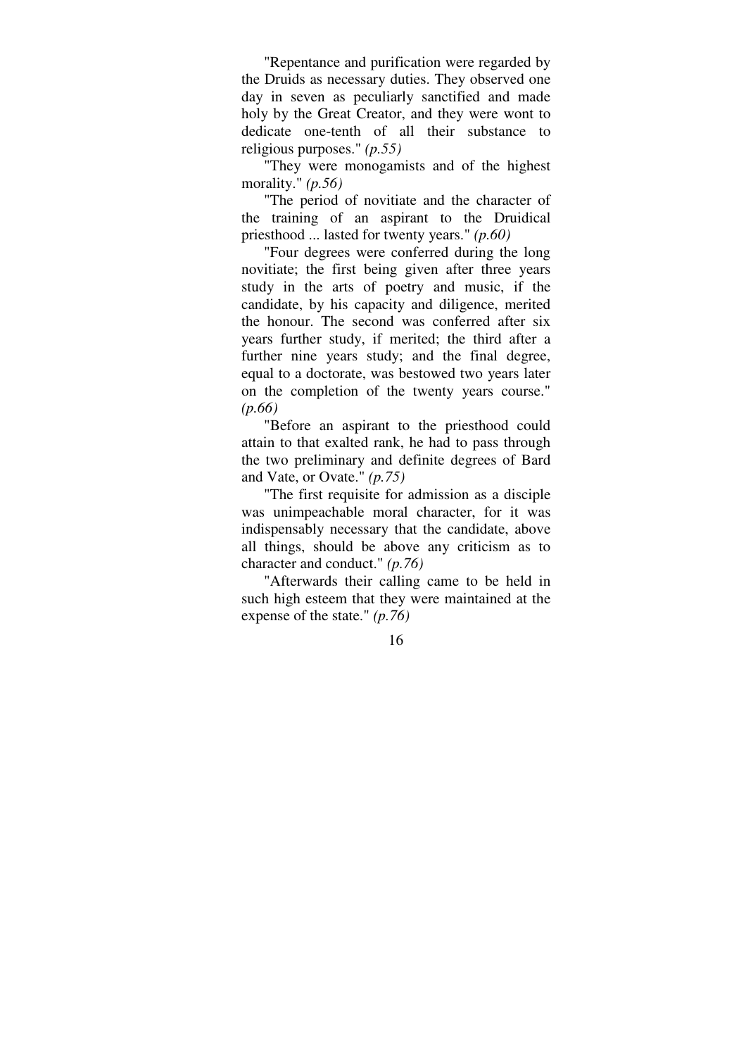"Repentance and purification were regarded by the Druids as necessary duties. They observed one day in seven as peculiarly sanctified and made holy by the Great Creator, and they were wont to dedicate one-tenth of all their substance to religious purposes." *(p.55)*

"They were monogamists and of the highest morality." *(p.56)*

"The period of novitiate and the character of the training of an aspirant to the Druidical priesthood ... lasted for twenty years." *(p.60)*

"Four degrees were conferred during the long novitiate; the first being given after three years study in the arts of poetry and music, if the candidate, by his capacity and diligence, merited the honour. The second was conferred after six years further study, if merited; the third after a further nine years study; and the final degree, equal to a doctorate, was bestowed two years later on the completion of the twenty years course." *(p.66)*

"Before an aspirant to the priesthood could attain to that exalted rank, he had to pass through the two preliminary and definite degrees of Bard and Vate, or Ovate." *(p.75)*

"The first requisite for admission as a disciple was unimpeachable moral character, for it was indispensably necessary that the candidate, above all things, should be above any criticism as to character and conduct." *(p.76)*

"Afterwards their calling came to be held in such high esteem that they were maintained at the expense of the state." *(p.76)*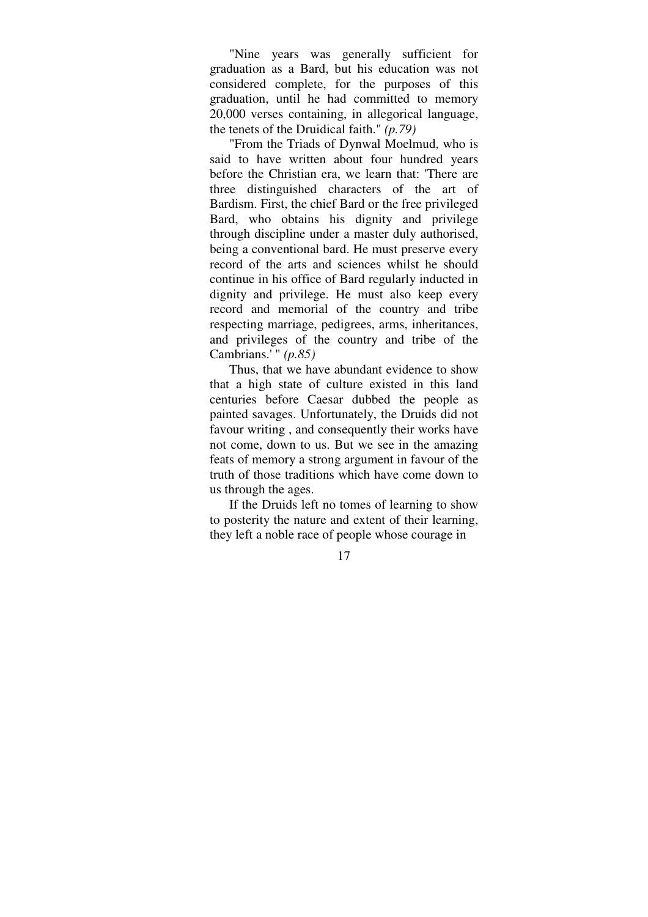"Nine years was generally sufficient for graduation as a Bard, but his education was not considered complete, for the purposes of this graduation, until he had committed to memory 20,000 verses containing, in allegorical language, the tenets of the Druidical faith." *(p.79)*

"From the Triads of Dynwal Moelmud, who is said to have written about four hundred years before the Christian era, we learn that: 'There are three distinguished characters of the art of Bardism. First, the chief Bard or the free privileged Bard, who obtains his dignity and privilege through discipline under a master duly authorised, being a conventional bard. He must preserve every record of the arts and sciences whilst he should continue in his office of Bard regularly inducted in dignity and privilege. He must also keep every record and memorial of the country and tribe respecting marriage, pedigrees, arms, inheritances, and privileges of the country and tribe of the Cambrians.' " *(p.85)*

Thus, that we have abundant evidence to show that a high state of culture existed in this land centuries before Caesar dubbed the people as painted savages. Unfortunately, the Druids did not favour writing , and consequently their works have not come, down to us. But we see in the amazing feats of memory a strong argument in favour of the truth of those traditions which have come down to us through the ages.

If the Druids left no tomes of learning to show to posterity the nature and extent of their learning, they left a noble race of people whose courage in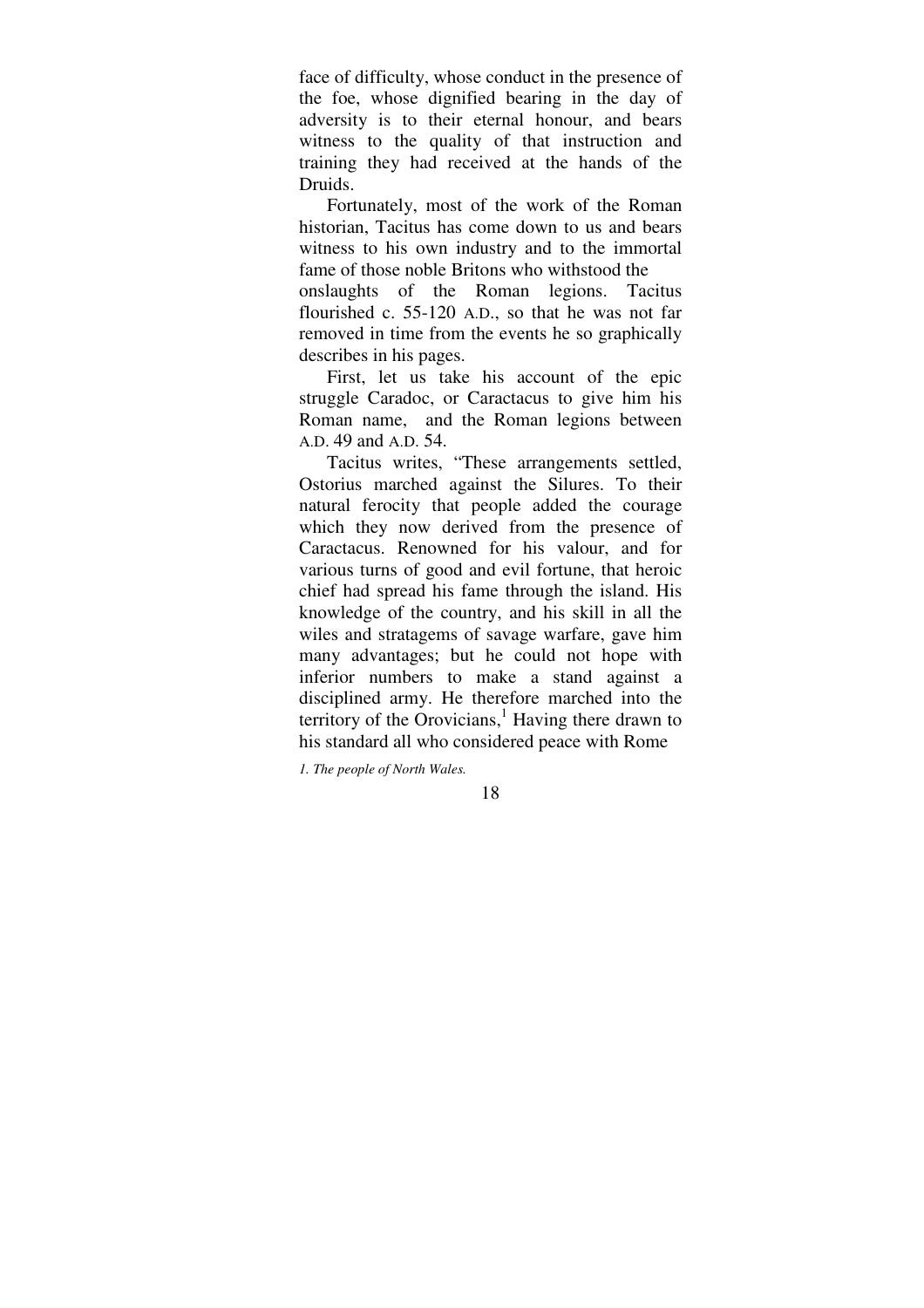face of difficulty, whose conduct in the presence of the foe, whose dignified bearing in the day of adversity is to their eternal honour, and bears witness to the quality of that instruction and training they had received at the hands of the Druids.

Fortunately, most of the work of the Roman historian, Tacitus has come down to us and bears witness to his own industry and to the immortal fame of those noble Britons who withstood the onslaughts of the Roman legions. Tacitus flourished c. 55-120 A.D., so that he was not far removed in time from the events he so graphically describes in his pages.

First, let us take his account of the epic struggle Caradoc, or Caractacus to give him his Roman name, and the Roman legions between A.D. 49 and A.D. 54.

Tacitus writes, "These arrangements settled, Ostorius marched against the Silures. To their natural ferocity that people added the courage which they now derived from the presence of Caractacus. Renowned for his valour, and for various turns of good and evil fortune, that heroic chief had spread his fame through the island. His knowledge of the country, and his skill in all the wiles and stratagems of savage warfare, gave him many advantages; but he could not hope with inferior numbers to make a stand against a disciplined army. He therefore marched into the territory of the Orovicians,[1] Having there drawn to his standard all who considered peace with Rome

*1. The people of North Wales.*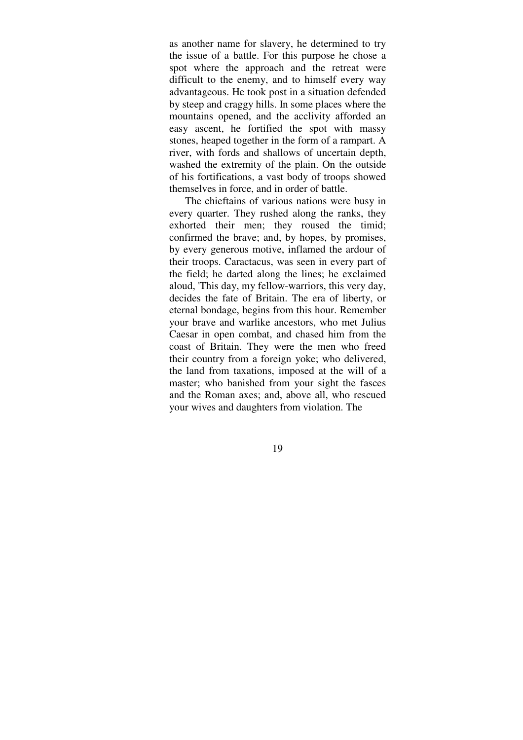as another name for slavery, he determined to try the issue of a battle. For this purpose he chose a spot where the approach and the retreat were difficult to the enemy, and to himself every way advantageous. He took post in a situation defended by steep and craggy hills. In some places where the mountains opened, and the acclivity afforded an easy ascent, he fortified the spot with massy stones, heaped together in the form of a rampart. A river, with fords and shallows of uncertain depth, washed the extremity of the plain. On the outside of his fortifications, a vast body of troops showed themselves in force, and in order of battle.

The chieftains of various nations were busy in every quarter. They rushed along the ranks, they exhorted their men; they roused the timid; confirmed the brave; and, by hopes, by promises, by every generous motive, inflamed the ardour of their troops. Caractacus, was seen in every part of the field; he darted along the lines; he exclaimed aloud, 'This day, my fellow-warriors, this very day, decides the fate of Britain. The era of liberty, or eternal bondage, begins from this hour. Remember your brave and warlike ancestors, who met Julius Caesar in open combat, and chased him from the coast of Britain. They were the men who freed their country from a foreign yoke; who delivered, the land from taxations, imposed at the will of a master; who banished from your sight the fasces and the Roman axes; and, above all, who rescued your wives and daughters from violation. The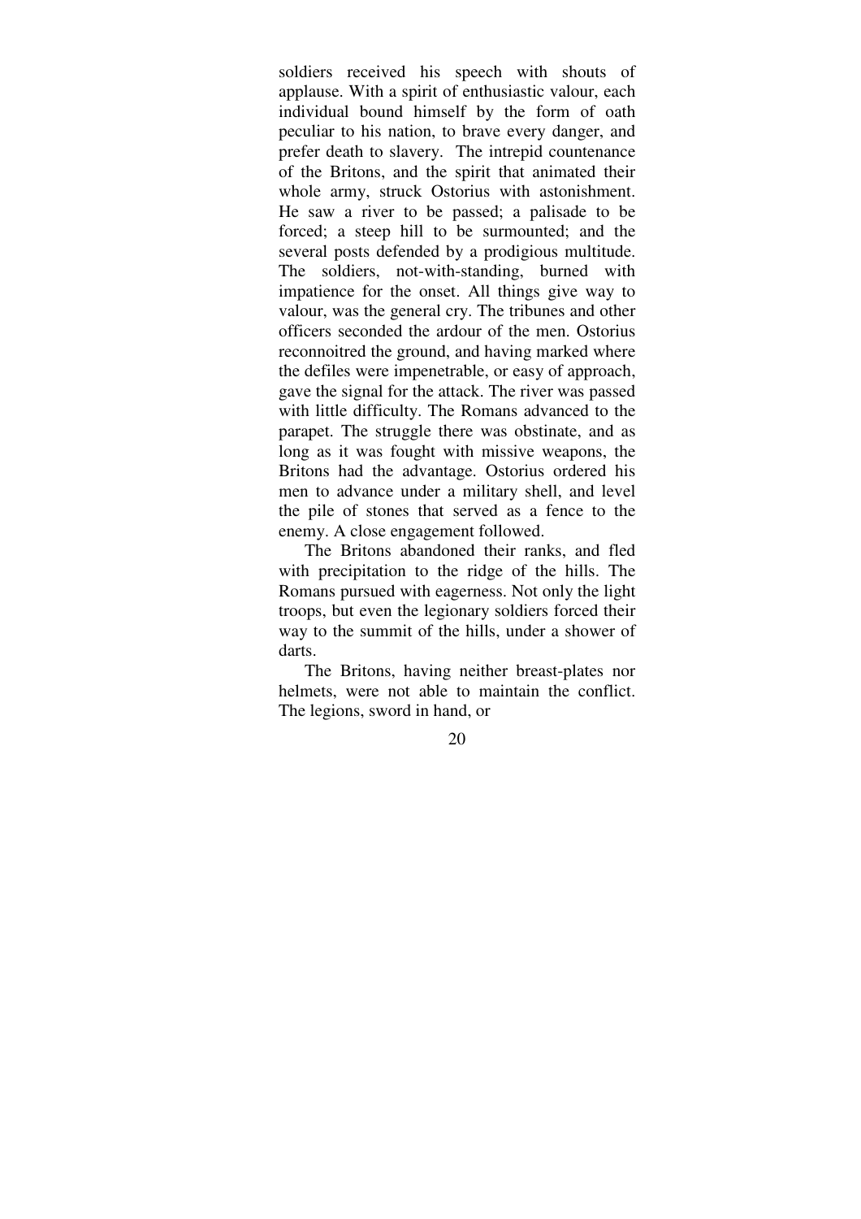soldiers received his speech with shouts of applause. With a spirit of enthusiastic valour, each individual bound himself by the form of oath peculiar to his nation, to brave every danger, and prefer death to slavery. The intrepid countenance of the Britons, and the spirit that animated their whole army, struck Ostorius with astonishment. He saw a river to be passed; a palisade to be forced; a steep hill to be surmounted; and the several posts defended by a prodigious multitude. The soldiers, not-with-standing, burned with impatience for the onset. All things give way to valour, was the general cry. The tribunes and other officers seconded the ardour of the men. Ostorius reconnoitred the ground, and having marked where the defiles were impenetrable, or easy of approach, gave the signal for the attack. The river was passed with little difficulty. The Romans advanced to the parapet. The struggle there was obstinate, and as long as it was fought with missive weapons, the Britons had the advantage. Ostorius ordered his men to advance under a military shell, and level the pile of stones that served as a fence to the enemy. A close engagement followed.

The Britons abandoned their ranks, and fled with precipitation to the ridge of the hills. The Romans pursued with eagerness. Not only the light troops, but even the legionary soldiers forced their way to the summit of the hills, under a shower of darts.

The Britons, having neither breast-plates nor helmets, were not able to maintain the conflict. The legions, sword in hand, or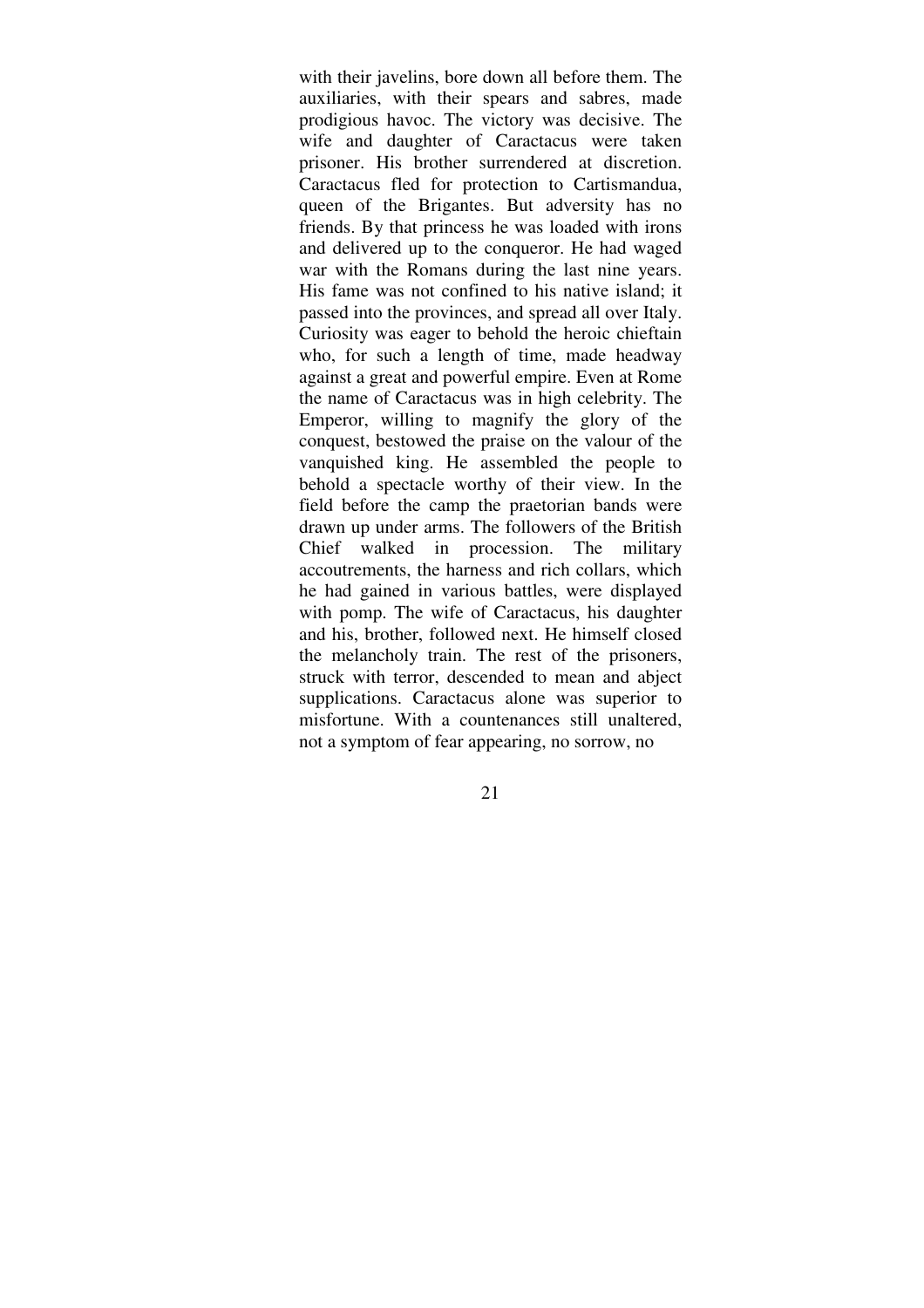with their javelins, bore down all before them. The auxiliaries, with their spears and sabres, made prodigious havoc. The victory was decisive. The wife and daughter of Caractacus were taken prisoner. His brother surrendered at discretion. Caractacus fled for protection to Cartismandua, queen of the Brigantes. But adversity has no friends. By that princess he was loaded with irons and delivered up to the conqueror. He had waged war with the Romans during the last nine years. His fame was not confined to his native island; it passed into the provinces, and spread all over Italy. Curiosity was eager to behold the heroic chieftain who, for such a length of time, made headway against a great and powerful empire. Even at Rome the name of Caractacus was in high celebrity. The Emperor, willing to magnify the glory of the conquest, bestowed the praise on the valour of the vanquished king. He assembled the people to behold a spectacle worthy of their view. In the field before the camp the praetorian bands were drawn up under arms. The followers of the British Chief walked in procession. The military accoutrements, the harness and rich collars, which he had gained in various battles, were displayed with pomp. The wife of Caractacus, his daughter and his, brother, followed next. He himself closed the melancholy train. The rest of the prisoners, struck with terror, descended to mean and abject supplications. Caractacus alone was superior to misfortune. With a countenances still unaltered, not a symptom of fear appearing, no sorrow, no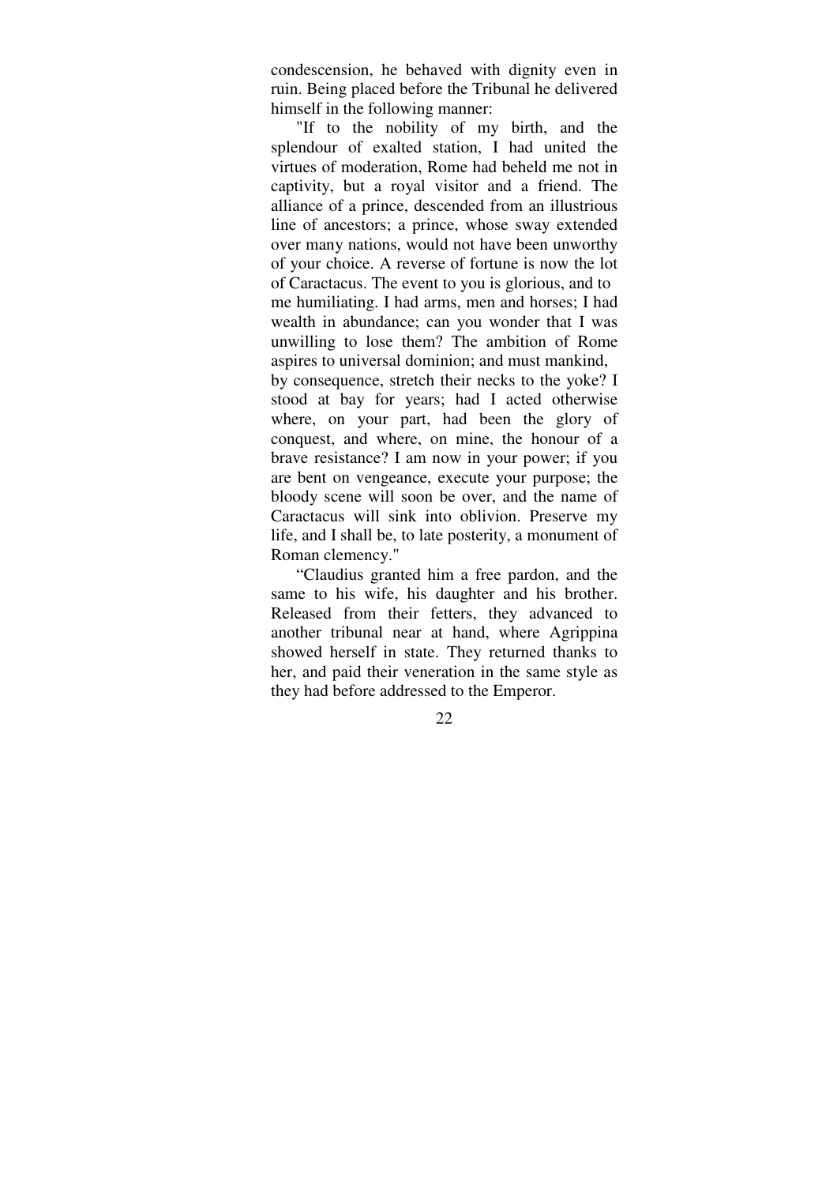condescension, he behaved with dignity even in ruin. Being placed before the Tribunal he delivered himself in the following manner:

"If to the nobility of my birth, and the splendour of exalted station, I had united the virtues of moderation, Rome had beheld me not in captivity, but a royal visitor and a friend. The alliance of a prince, descended from an illustrious line of ancestors; a prince, whose sway extended over many nations, would not have been unworthy of your choice. A reverse of fortune is now the lot of Caractacus. The event to you is glorious, and to me humiliating. I had arms, men and horses; I had wealth in abundance; can you wonder that I was unwilling to lose them? The ambition of Rome aspires to universal dominion; and must mankind, by consequence, stretch their necks to the yoke? I stood at bay for years; had I acted otherwise where, on your part, had been the glory of conquest, and where, on mine, the honour of a brave resistance? I am now in your power; if you are bent on vengeance, execute your purpose; the bloody scene will soon be over, and the name of Caractacus will sink into oblivion. Preserve my life, and I shall be, to late posterity, a monument of Roman clemency."

"Claudius granted him a free pardon, and the same to his wife, his daughter and his brother. Released from their fetters, they advanced to another tribunal near at hand, where Agrippina showed herself in state. They returned thanks to her, and paid their veneration in the same style as they had before addressed to the Emperor.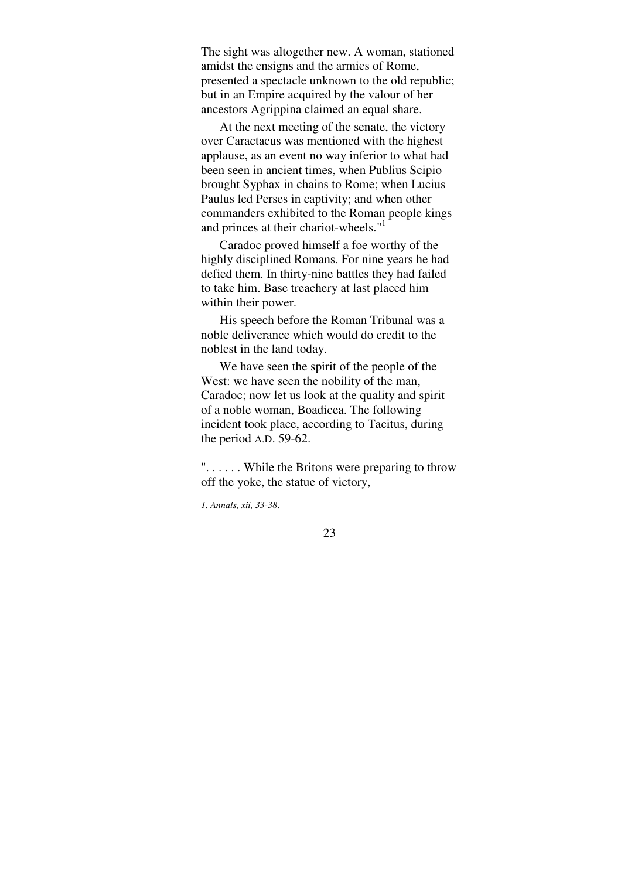The sight was altogether new. A woman, stationed amidst the ensigns and the armies of Rome, presented a spectacle unknown to the old republic; but in an Empire acquired by the valour of her ancestors Agrippina claimed an equal share.

At the next meeting of the senate, the victory over Caractacus was mentioned with the highest applause, as an event no way inferior to what had been seen in ancient times, when Publius Scipio brought Syphax in chains to Rome; when Lucius Paulus led Perses in captivity; and when other commanders exhibited to the Roman people kings and princes at their chariot-wheels."[1]

Caradoc proved himself a foe worthy of the highly disciplined Romans. For nine years he had defied them. In thirty-nine battles they had failed to take him. Base treachery at last placed him within their power.

His speech before the Roman Tribunal was a noble deliverance which would do credit to the noblest in the land today.

We have seen the spirit of the people of the West: we have seen the nobility of the man, Caradoc; now let us look at the quality and spirit of a noble woman, Boadicea. The following incident took place, according to Tacitus, during the period A.D. 59-62.

". . . . . . While the Britons were preparing to throw off the yoke, the statue of victory,

*1. Annals, xii, 33-38.*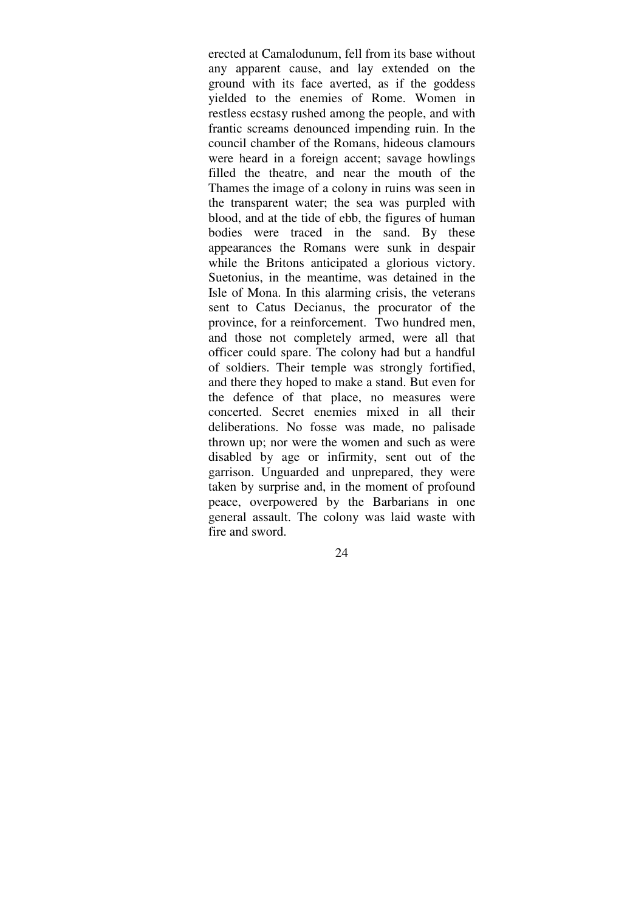erected at Camalodunum, fell from its base without any apparent cause, and lay extended on the ground with its face averted, as if the goddess yielded to the enemies of Rome. Women in restless ecstasy rushed among the people, and with frantic screams denounced impending ruin. In the council chamber of the Romans, hideous clamours were heard in a foreign accent; savage howlings filled the theatre, and near the mouth of the Thames the image of a colony in ruins was seen in the transparent water; the sea was purpled with blood, and at the tide of ebb, the figures of human bodies were traced in the sand. By these appearances the Romans were sunk in despair while the Britons anticipated a glorious victory. Suetonius, in the meantime, was detained in the Isle of Mona. In this alarming crisis, the veterans sent to Catus Decianus, the procurator of the province, for a reinforcement. Two hundred men, and those not completely armed, were all that officer could spare. The colony had but a handful of soldiers. Their temple was strongly fortified, and there they hoped to make a stand. But even for the defence of that place, no measures were concerted. Secret enemies mixed in all their deliberations. No fosse was made, no palisade thrown up; nor were the women and such as were disabled by age or infirmity, sent out of the garrison. Unguarded and unprepared, they were taken by surprise and, in the moment of profound peace, overpowered by the Barbarians in one general assault. The colony was laid waste with fire and sword.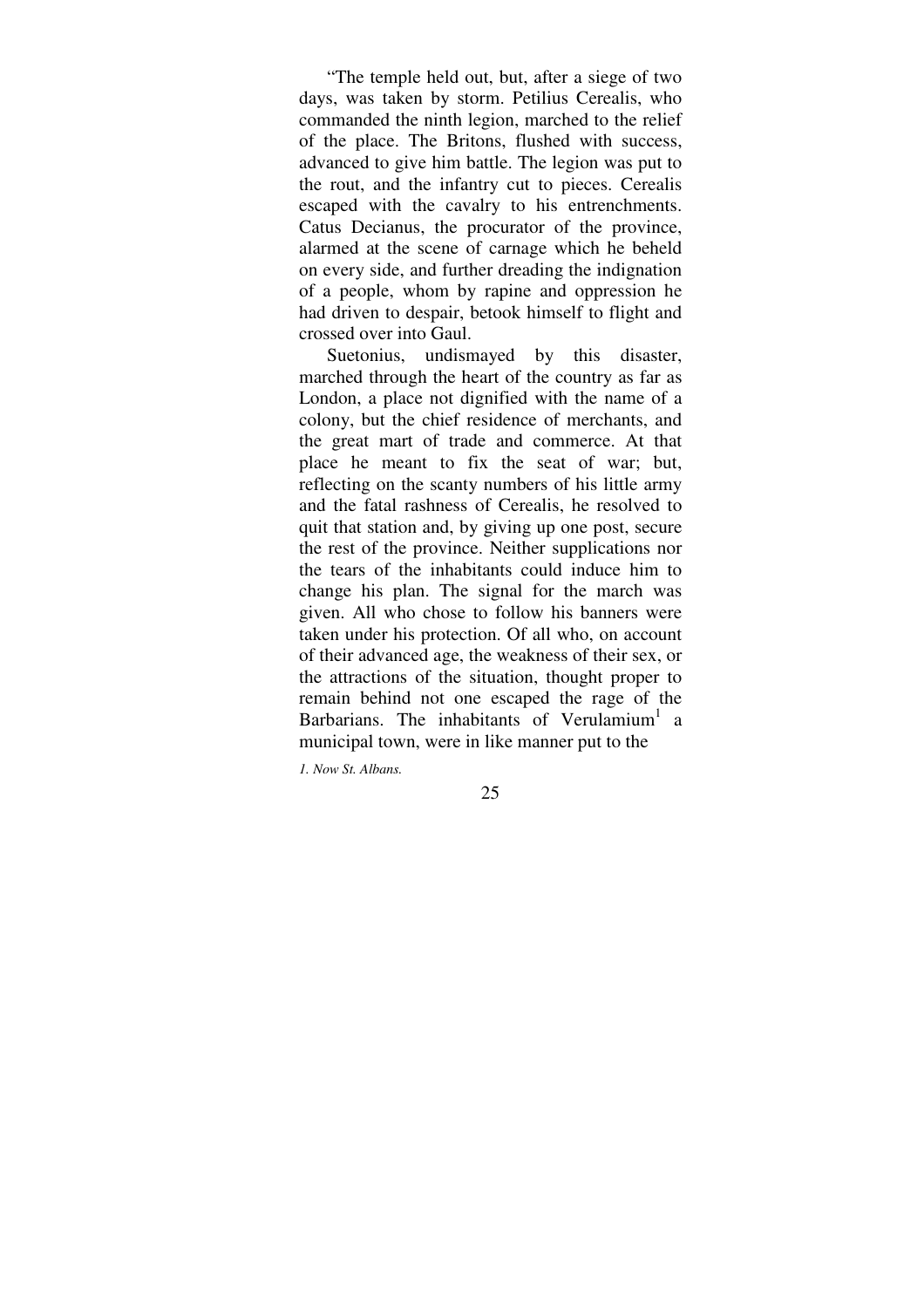"The temple held out, but, after a siege of two days, was taken by storm. Petilius Cerealis, who commanded the ninth legion, marched to the relief of the place. The Britons, flushed with success, advanced to give him battle. The legion was put to the rout, and the infantry cut to pieces. Cerealis escaped with the cavalry to his entrenchments. Catus Decianus, the procurator of the province, alarmed at the scene of carnage which he beheld on every side, and further dreading the indignation of a people, whom by rapine and oppression he had driven to despair, betook himself to flight and crossed over into Gaul.

Suetonius, undismayed by this disaster, marched through the heart of the country as far as London, a place not dignified with the name of a colony, but the chief residence of merchants, and the great mart of trade and commerce. At that place he meant to fix the seat of war; but, reflecting on the scanty numbers of his little army and the fatal rashness of Cerealis, he resolved to quit that station and, by giving up one post, secure the rest of the province. Neither supplications nor the tears of the inhabitants could induce him to change his plan. The signal for the march was given. All who chose to follow his banners were taken under his protection. Of all who, on account of their advanced age, the weakness of their sex, or the attractions of the situation, thought proper to remain behind not one escaped the rage of the Barbarians. The inhabitants of Verulamium[1] a municipal town, were in like manner put to the

*1. Now St. Albans.*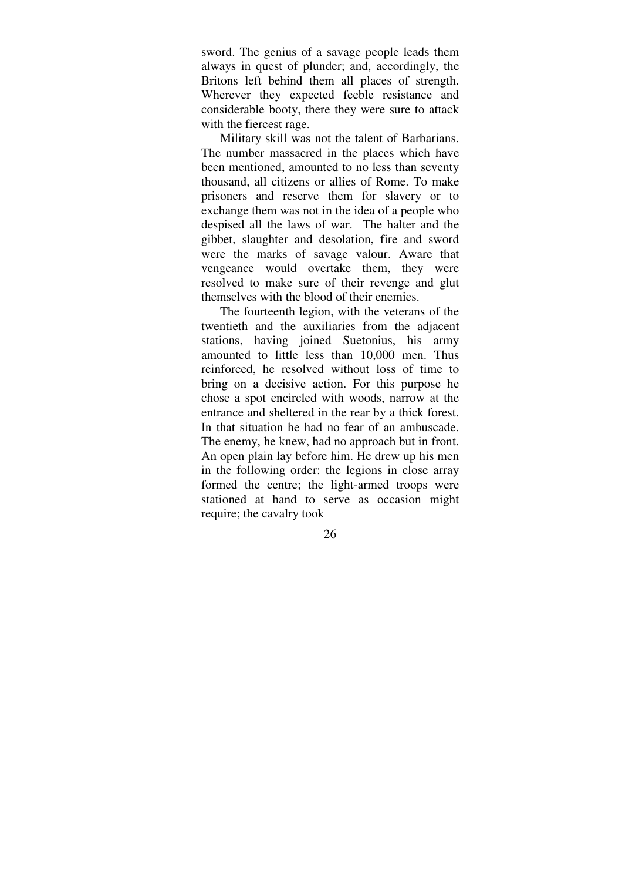sword. The genius of a savage people leads them always in quest of plunder; and, accordingly, the Britons left behind them all places of strength. Wherever they expected feeble resistance and considerable booty, there they were sure to attack with the fiercest rage.

Military skill was not the talent of Barbarians. The number massacred in the places which have been mentioned, amounted to no less than seventy thousand, all citizens or allies of Rome. To make prisoners and reserve them for slavery or to exchange them was not in the idea of a people who despised all the laws of war. The halter and the gibbet, slaughter and desolation, fire and sword were the marks of savage valour. Aware that vengeance would overtake them, they were resolved to make sure of their revenge and glut themselves with the blood of their enemies.

The fourteenth legion, with the veterans of the twentieth and the auxiliaries from the adjacent stations, having joined Suetonius, his army amounted to little less than 10,000 men. Thus reinforced, he resolved without loss of time to bring on a decisive action. For this purpose he chose a spot encircled with woods, narrow at the entrance and sheltered in the rear by a thick forest. In that situation he had no fear of an ambuscade. The enemy, he knew, had no approach but in front. An open plain lay before him. He drew up his men in the following order: the legions in close array formed the centre; the light-armed troops were stationed at hand to serve as occasion might require; the cavalry took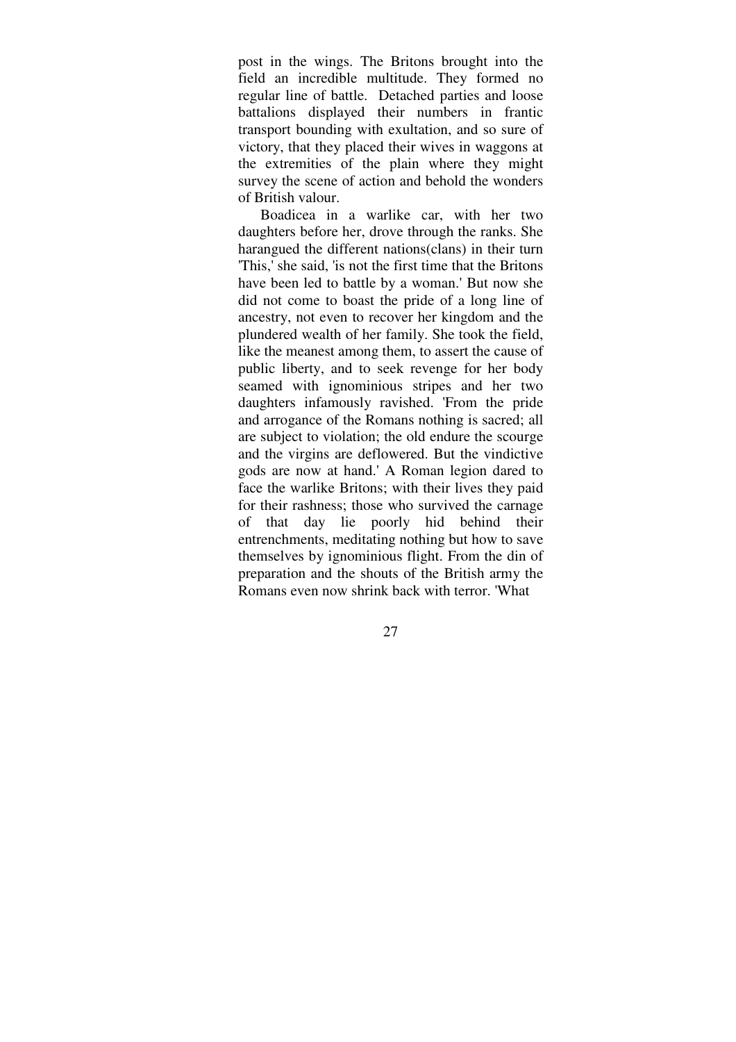post in the wings. The Britons brought into the field an incredible multitude. They formed no regular line of battle. Detached parties and loose battalions displayed their numbers in frantic transport bounding with exultation, and so sure of victory, that they placed their wives in waggons at the extremities of the plain where they might survey the scene of action and behold the wonders of British valour.

Boadicea in a warlike car, with her two daughters before her, drove through the ranks. She harangued the different nations(clans) in their turn 'This,' she said, 'is not the first time that the Britons have been led to battle by a woman.' But now she did not come to boast the pride of a long line of ancestry, not even to recover her kingdom and the plundered wealth of her family. She took the field, like the meanest among them, to assert the cause of public liberty, and to seek revenge for her body seamed with ignominious stripes and her two daughters infamously ravished. 'From the pride and arrogance of the Romans nothing is sacred; all are subject to violation; the old endure the scourge and the virgins are deflowered. But the vindictive gods are now at hand.' A Roman legion dared to face the warlike Britons; with their lives they paid for their rashness; those who survived the carnage of that day lie poorly hid behind their entrenchments, meditating nothing but how to save themselves by ignominious flight. From the din of preparation and the shouts of the British army the Romans even now shrink back with terror. 'What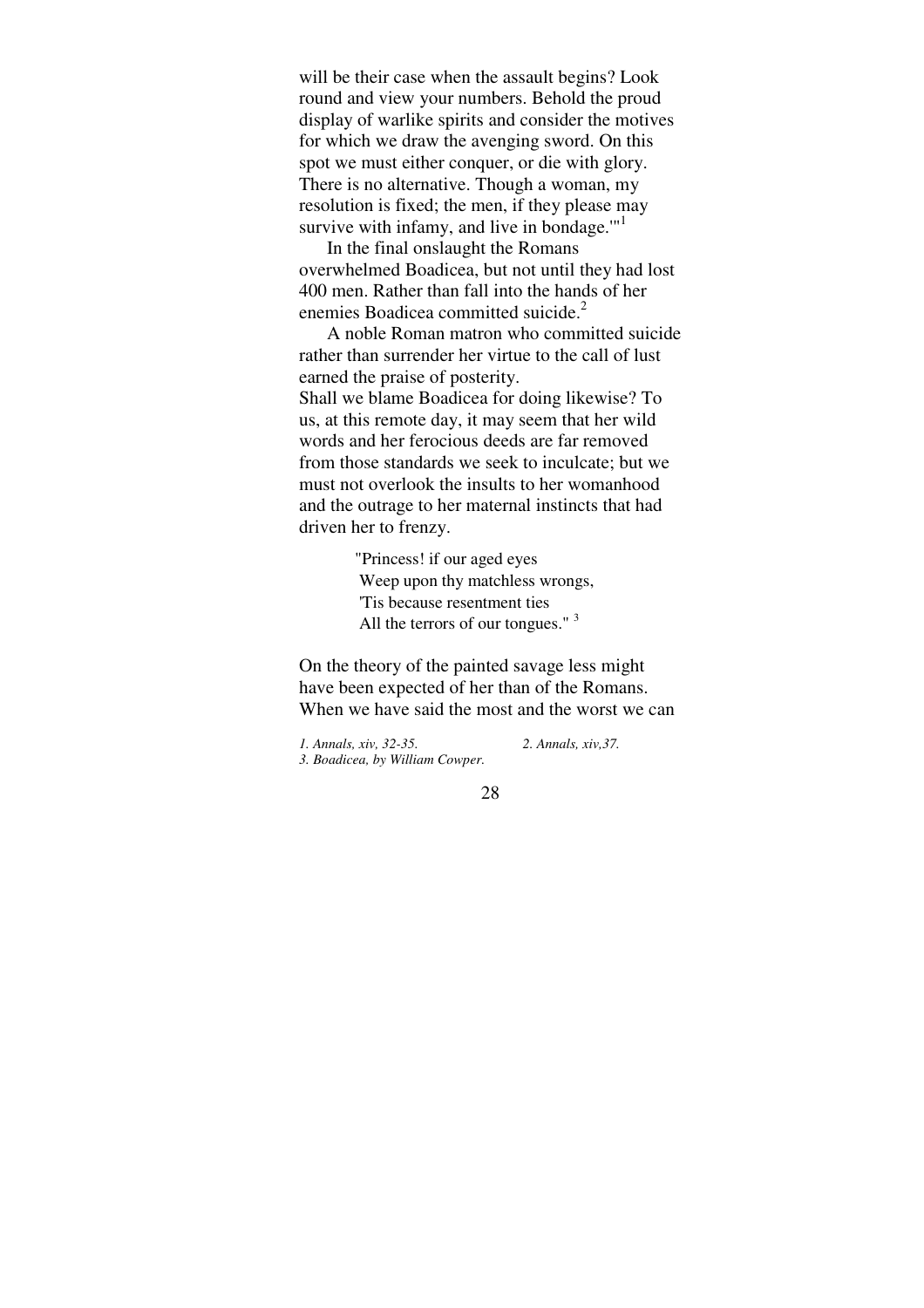will be their case when the assault begins? Look round and view your numbers. Behold the proud display of warlike spirits and consider the motives for which we draw the avenging sword. On this spot we must either conquer, or die with glory. There is no alternative. Though a woman, my resolution is fixed; the men, if they please may survive with infamy, and live in bondage.'"[1]

In the final onslaught the Romans overwhelmed Boadicea, but not until they had lost 400 men. Rather than fall into the hands of her enemies Boadicea committed suicide.[2]

A noble Roman matron who committed suicide rather than surrender her virtue to the call of lust earned the praise of posterity.
Shall we blame Boadicea for doing likewise? To us, at this remote day, it may seem that her wild words and her ferocious deeds are far removed from those standards we seek to inculcate; but we must not overlook the insults to her womanhood and the outrage to her maternal instincts that had driven her to frenzy.

> "Princess! if our aged eyes
> Weep upon thy matchless wrongs,
> 'Tis because resentment ties
> All the terrors of our tongues." [3]

On the theory of the painted savage less might have been expected of her than of the Romans. When we have said the most and the worst we can

*1. Annals, xiv, 32-35.* *2. Annals, xiv,37.*
*3. Boadicea, by William Cowper.*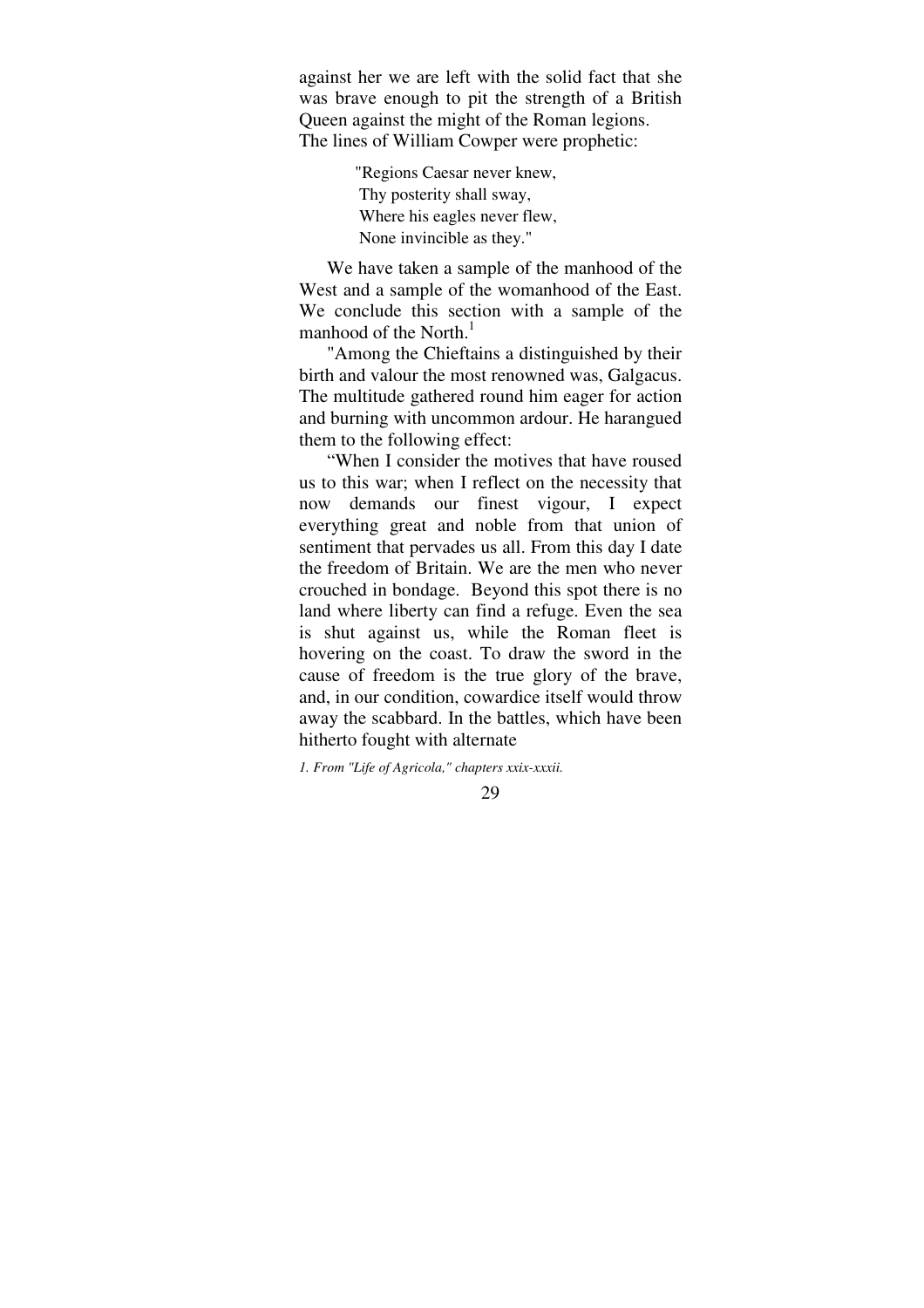against her we are left with the solid fact that she was brave enough to pit the strength of a British Queen against the might of the Roman legions. The lines of William Cowper were prophetic:

> "Regions Caesar never knew,
> Thy posterity shall sway,
> Where his eagles never flew,
> None invincible as they."

We have taken a sample of the manhood of the West and a sample of the womanhood of the East. We conclude this section with a sample of the manhood of the North.[1]

"Among the Chieftains a distinguished by their birth and valour the most renowned was, Galgacus. The multitude gathered round him eager for action and burning with uncommon ardour. He harangued them to the following effect:

"When I consider the motives that have roused us to this war; when I reflect on the necessity that now demands our finest vigour, I expect everything great and noble from that union of sentiment that pervades us all. From this day I date the freedom of Britain. We are the men who never crouched in bondage. Beyond this spot there is no land where liberty can find a refuge. Even the sea is shut against us, while the Roman fleet is hovering on the coast. To draw the sword in the cause of freedom is the true glory of the brave, and, in our condition, cowardice itself would throw away the scabbard. In the battles, which have been hitherto fought with alternate

*1. From "Life of Agricola," chapters xxix-xxxii.*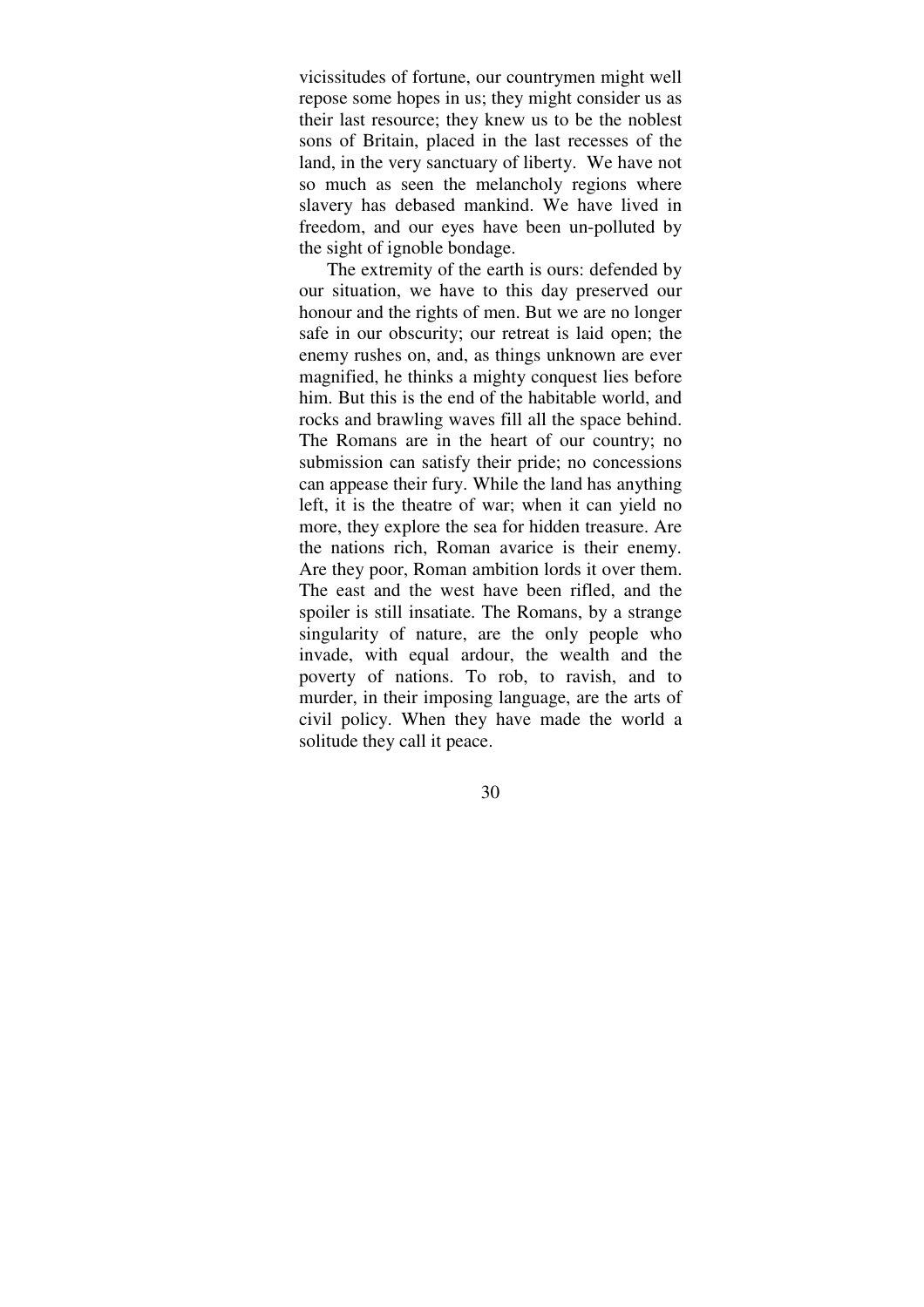vicissitudes of fortune, our countrymen might well repose some hopes in us; they might consider us as their last resource; they knew us to be the noblest sons of Britain, placed in the last recesses of the land, in the very sanctuary of liberty. We have not so much as seen the melancholy regions where slavery has debased mankind. We have lived in freedom, and our eyes have been un-polluted by the sight of ignoble bondage.

The extremity of the earth is ours: defended by our situation, we have to this day preserved our honour and the rights of men. But we are no longer safe in our obscurity; our retreat is laid open; the enemy rushes on, and, as things unknown are ever magnified, he thinks a mighty conquest lies before him. But this is the end of the habitable world, and rocks and brawling waves fill all the space behind. The Romans are in the heart of our country; no submission can satisfy their pride; no concessions can appease their fury. While the land has anything left, it is the theatre of war; when it can yield no more, they explore the sea for hidden treasure. Are the nations rich, Roman avarice is their enemy. Are they poor, Roman ambition lords it over them. The east and the west have been rifled, and the spoiler is still insatiate. The Romans, by a strange singularity of nature, are the only people who invade, with equal ardour, the wealth and the poverty of nations. To rob, to ravish, and to murder, in their imposing language, are the arts of civil policy. When they have made the world a solitude they call it peace.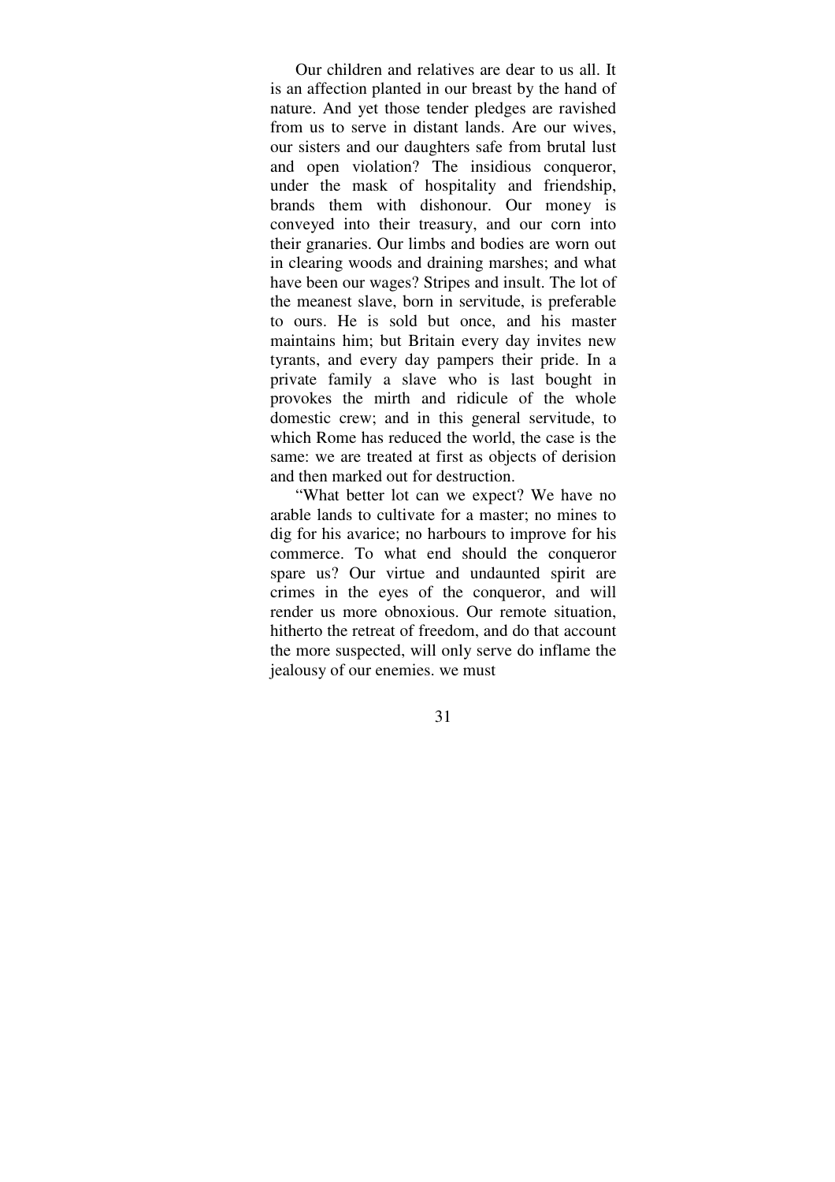Our children and relatives are dear to us all. It is an affection planted in our breast by the hand of nature. And yet those tender pledges are ravished from us to serve in distant lands. Are our wives, our sisters and our daughters safe from brutal lust and open violation? The insidious conqueror, under the mask of hospitality and friendship, brands them with dishonour. Our money is conveyed into their treasury, and our corn into their granaries. Our limbs and bodies are worn out in clearing woods and draining marshes; and what have been our wages? Stripes and insult. The lot of the meanest slave, born in servitude, is preferable to ours. He is sold but once, and his master maintains him; but Britain every day invites new tyrants, and every day pampers their pride. In a private family a slave who is last bought in provokes the mirth and ridicule of the whole domestic crew; and in this general servitude, to which Rome has reduced the world, the case is the same: we are treated at first as objects of derision and then marked out for destruction.

"What better lot can we expect? We have no arable lands to cultivate for a master; no mines to dig for his avarice; no harbours to improve for his commerce. To what end should the conqueror spare us? Our virtue and undaunted spirit are crimes in the eyes of the conqueror, and will render us more obnoxious. Our remote situation, hitherto the retreat of freedom, and do that account the more suspected, will only serve do inflame the jealousy of our enemies. we must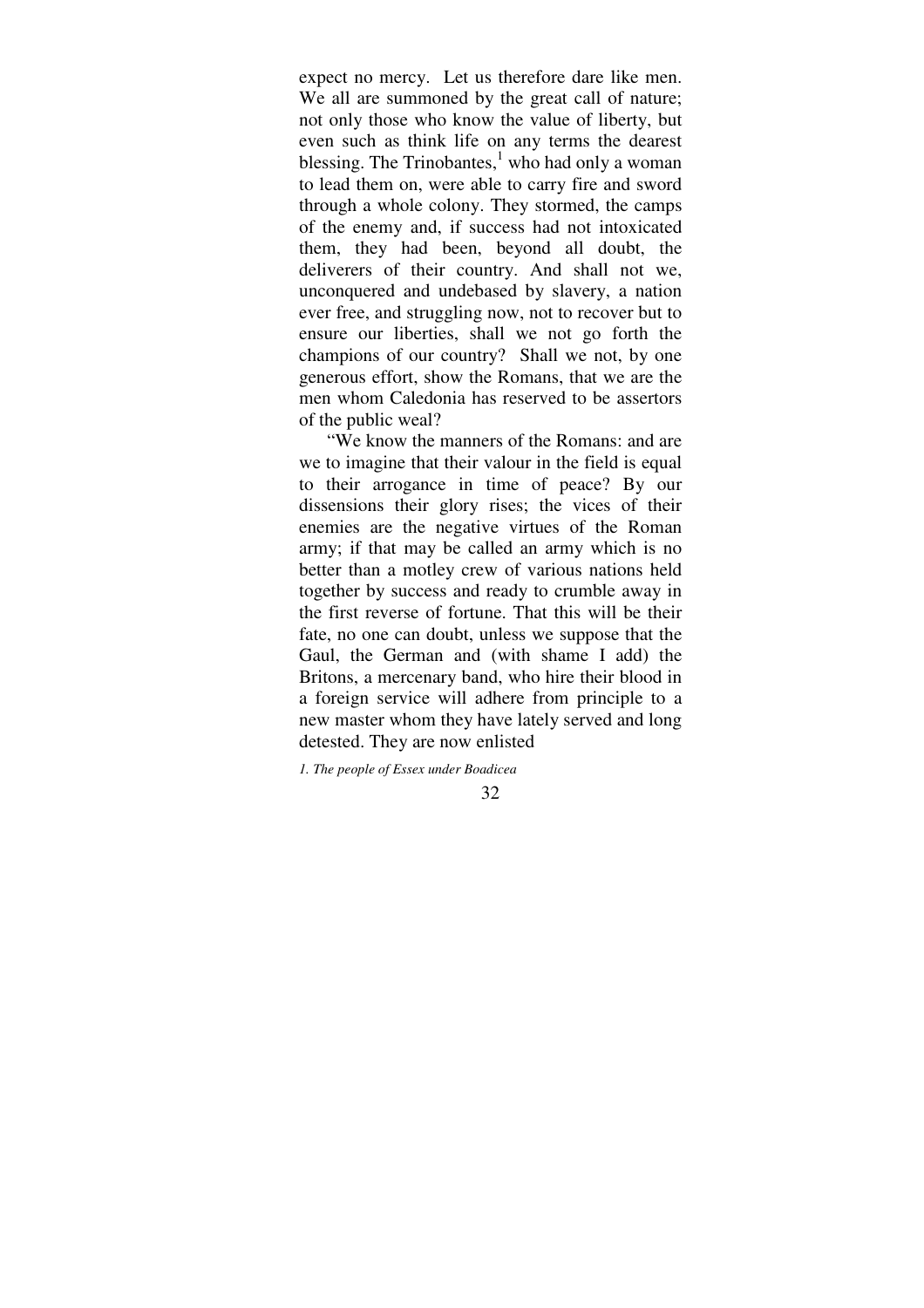expect no mercy. Let us therefore dare like men. We all are summoned by the great call of nature; not only those who know the value of liberty, but even such as think life on any terms the dearest blessing. The Trinobantes,[1] who had only a woman to lead them on, were able to carry fire and sword through a whole colony. They stormed, the camps of the enemy and, if success had not intoxicated them, they had been, beyond all doubt, the deliverers of their country. And shall not we, unconquered and undebased by slavery, a nation ever free, and struggling now, not to recover but to ensure our liberties, shall we not go forth the champions of our country? Shall we not, by one generous effort, show the Romans, that we are the men whom Caledonia has reserved to be assertors of the public weal?

"We know the manners of the Romans: and are we to imagine that their valour in the field is equal to their arrogance in time of peace? By our dissensions their glory rises; the vices of their enemies are the negative virtues of the Roman army; if that may be called an army which is no better than a motley crew of various nations held together by success and ready to crumble away in the first reverse of fortune. That this will be their fate, no one can doubt, unless we suppose that the Gaul, the German and (with shame I add) the Britons, a mercenary band, who hire their blood in a foreign service will adhere from principle to a new master whom they have lately served and long detested. They are now enlisted

*1. The people of Essex under Boadicea*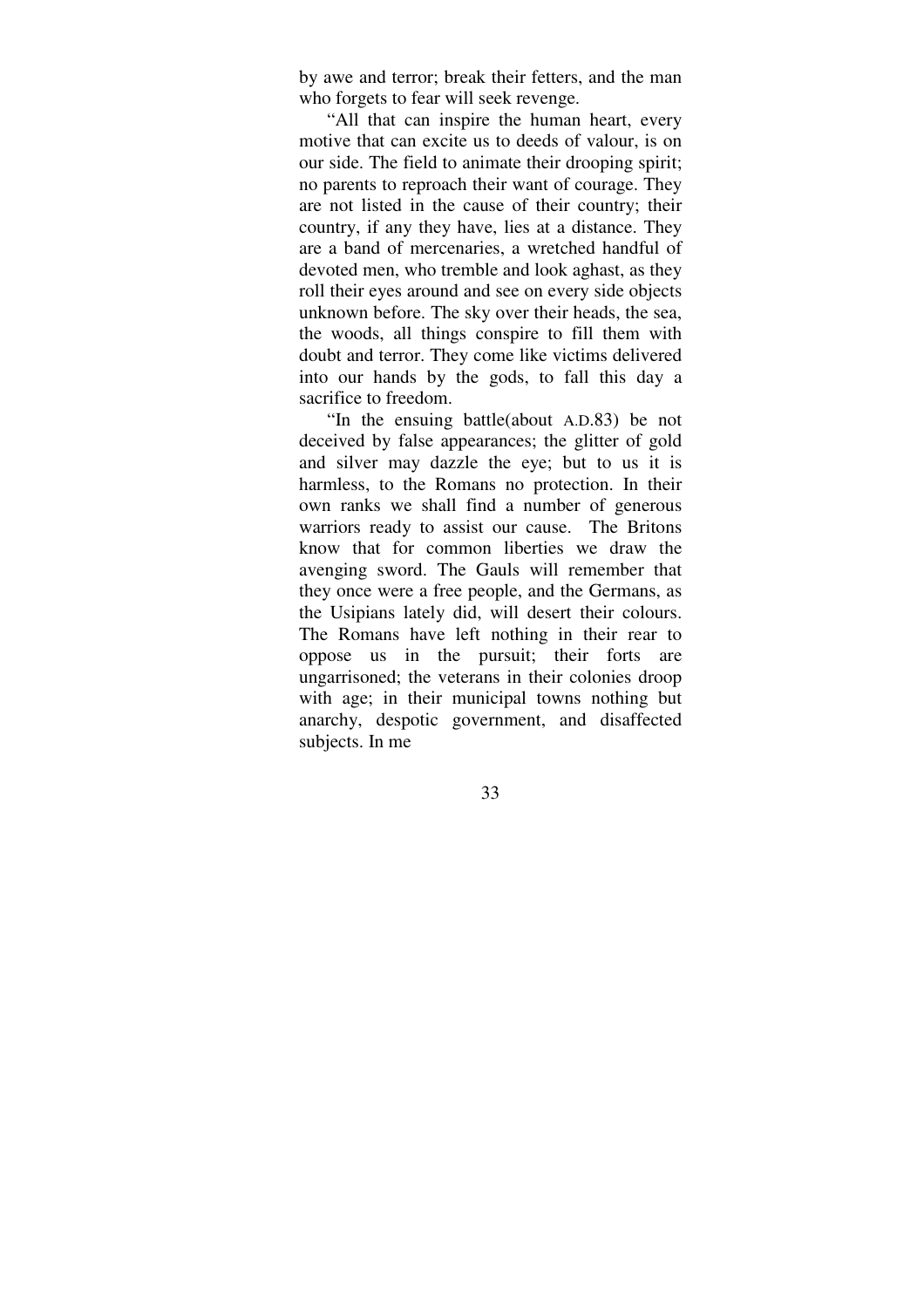by awe and terror; break their fetters, and the man who forgets to fear will seek revenge.

"All that can inspire the human heart, every motive that can excite us to deeds of valour, is on our side. The field to animate their drooping spirit; no parents to reproach their want of courage. They are not listed in the cause of their country; their country, if any they have, lies at a distance. They are a band of mercenaries, a wretched handful of devoted men, who tremble and look aghast, as they roll their eyes around and see on every side objects unknown before. The sky over their heads, the sea, the woods, all things conspire to fill them with doubt and terror. They come like victims delivered into our hands by the gods, to fall this day a sacrifice to freedom.

"In the ensuing battle(about A.D.83) be not deceived by false appearances; the glitter of gold and silver may dazzle the eye; but to us it is harmless, to the Romans no protection. In their own ranks we shall find a number of generous warriors ready to assist our cause. The Britons know that for common liberties we draw the avenging sword. The Gauls will remember that they once were a free people, and the Germans, as the Usipians lately did, will desert their colours. The Romans have left nothing in their rear to oppose us in the pursuit; their forts are ungarrisoned; the veterans in their colonies droop with age; in their municipal towns nothing but anarchy, despotic government, and disaffected subjects. In me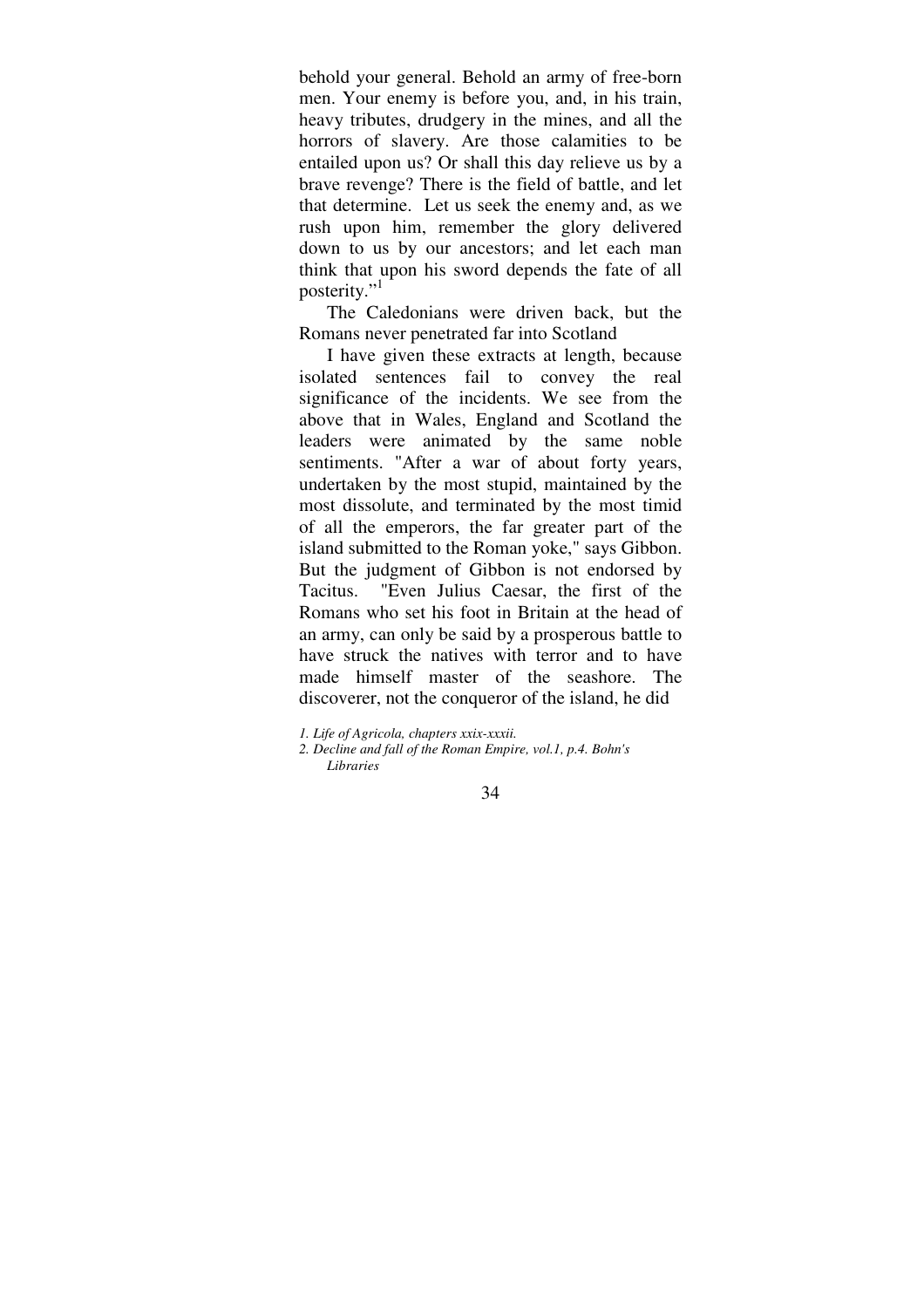behold your general. Behold an army of free-born men. Your enemy is before you, and, in his train, heavy tributes, drudgery in the mines, and all the horrors of slavery. Are those calamities to be entailed upon us? Or shall this day relieve us by a brave revenge? There is the field of battle, and let that determine. Let us seek the enemy and, as we rush upon him, remember the glory delivered down to us by our ancestors; and let each man think that upon his sword depends the fate of all posterity."[1]

The Caledonians were driven back, but the Romans never penetrated far into Scotland

I have given these extracts at length, because isolated sentences fail to convey the real significance of the incidents. We see from the above that in Wales, England and Scotland the leaders were animated by the same noble sentiments. "After a war of about forty years, undertaken by the most stupid, maintained by the most dissolute, and terminated by the most timid of all the emperors, the far greater part of the island submitted to the Roman yoke," says Gibbon. But the judgment of Gibbon is not endorsed by Tacitus. "Even Julius Caesar, the first of the Romans who set his foot in Britain at the head of an army, can only be said by a prosperous battle to have struck the natives with terror and to have made himself master of the seashore. The discoverer, not the conqueror of the island, he did

*1. Life of Agricola, chapters xxix-xxxii.*

*2. Decline and fall of the Roman Empire, vol.1, p.4. Bohn's Libraries*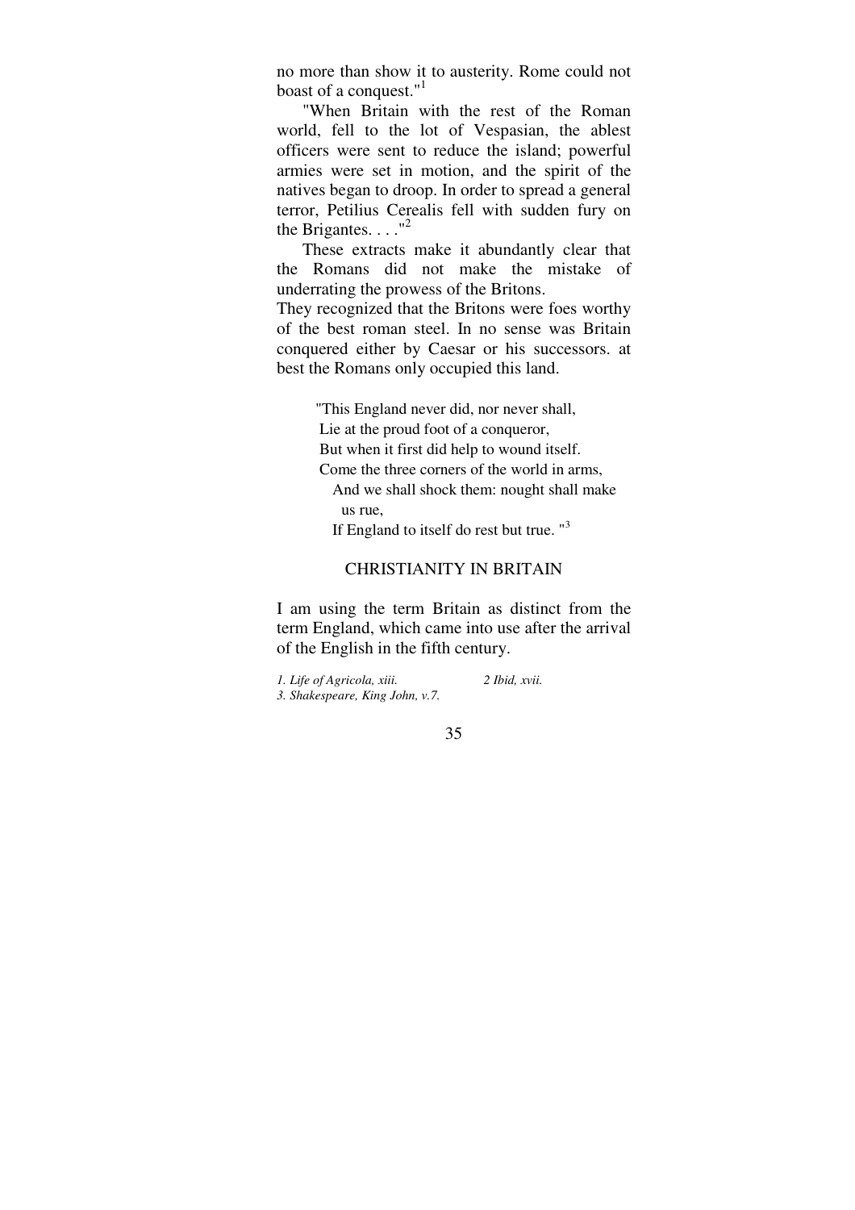no more than show it to austerity. Rome could not boast of a conquest."[1]

"When Britain with the rest of the Roman world, fell to the lot of Vespasian, the ablest officers were sent to reduce the island; powerful armies were set in motion, and the spirit of the natives began to droop. In order to spread a general terror, Petilius Cerealis fell with sudden fury on the Brigantes. . . ."[2]

These extracts make it abundantly clear that the Romans did not make the mistake of underrating the prowess of the Britons.
They recognized that the Britons were foes worthy of the best roman steel. In no sense was Britain conquered either by Caesar or his successors. at best the Romans only occupied this land.

> "This England never did, nor never shall,
> Lie at the proud foot of a conqueror,
> But when it first did help to wound itself.
> Come the three corners of the world in arms,
> And we shall shock them: nought shall make us rue,
> If England to itself do rest but true. "[3]

## CHRISTIANITY IN BRITAIN

I am using the term Britain as distinct from the term England, which came into use after the arrival of the English in the fifth century.

*1. Life of Agricola, xiii.* *2 Ibid, xvii.*
*3. Shakespeare, King John, v.7.*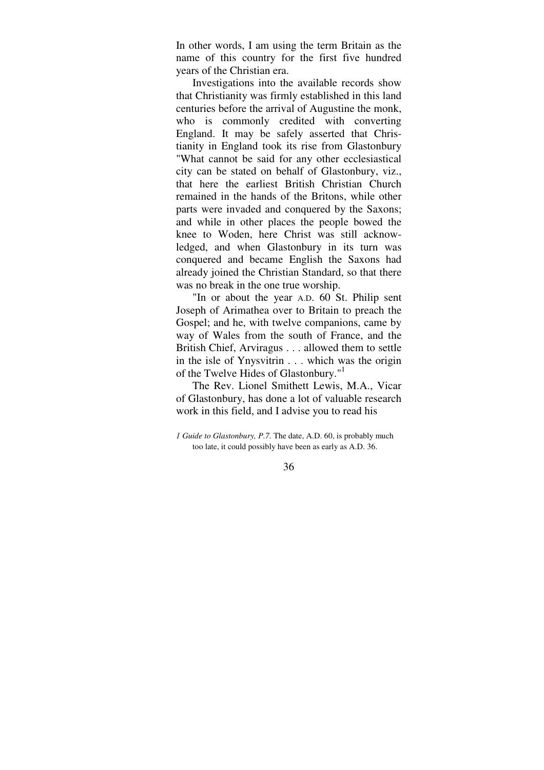In other words, I am using the term Britain as the name of this country for the first five hundred years of the Christian era.

Investigations into the available records show that Christianity was firmly established in this land centuries before the arrival of Augustine the monk, who is commonly credited with converting England. It may be safely asserted that Christianity in England took its rise from Glastonbury "What cannot be said for any other ecclesiastical city can be stated on behalf of Glastonbury, viz., that here the earliest British Christian Church remained in the hands of the Britons, while other parts were invaded and conquered by the Saxons; and while in other places the people bowed the knee to Woden, here Christ was still acknowledged, and when Glastonbury in its turn was conquered and became English the Saxons had already joined the Christian Standard, so that there was no break in the one true worship.

"In or about the year A.D. 60 St. Philip sent Joseph of Arimathea over to Britain to preach the Gospel; and he, with twelve companions, came by way of Wales from the south of France, and the British Chief, Arviragus . . . allowed them to settle in the isle of Ynysvitrin . . . which was the origin of the Twelve Hides of Glastonbury."[1]

The Rev. Lionel Smithett Lewis, M.A., Vicar of Glastonbury, has done a lot of valuable research work in this field, and I advise you to read his

---

1 *Guide to Glastonbury, P.7.* The date, A.D. 60, is probably much too late, it could possibly have been as early as A.D. 36.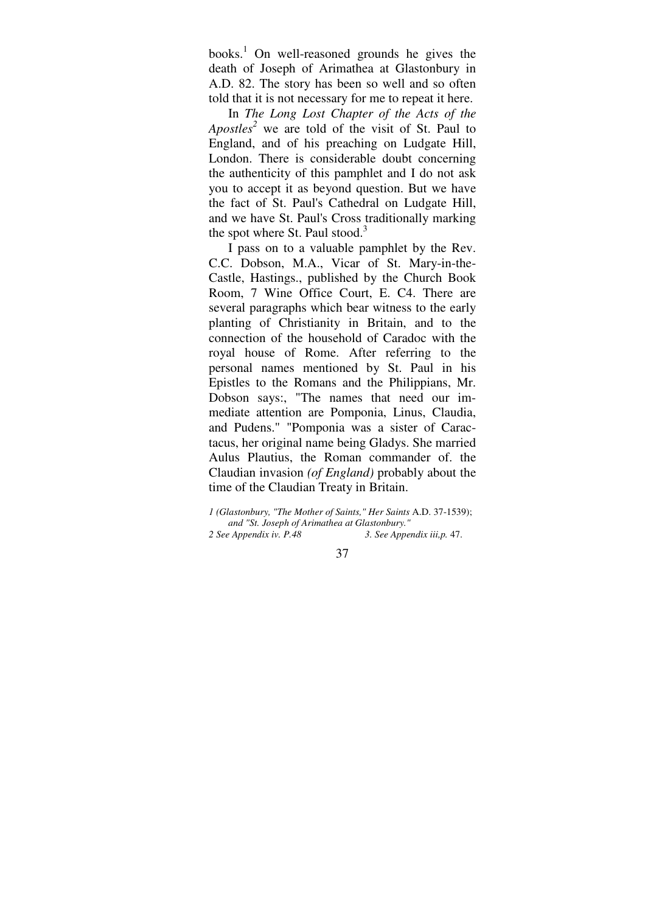books.[1] On well-reasoned grounds he gives the death of Joseph of Arimathea at Glastonbury in A.D. 82. The story has been so well and so often told that it is not necessary for me to repeat it here.

In *The Long Lost Chapter of the Acts of the Apostles*[2] we are told of the visit of St. Paul to England, and of his preaching on Ludgate Hill, London. There is considerable doubt concerning the authenticity of this pamphlet and I do not ask you to accept it as beyond question. But we have the fact of St. Paul's Cathedral on Ludgate Hill, and we have St. Paul's Cross traditionally marking the spot where St. Paul stood.[3]

I pass on to a valuable pamphlet by the Rev. C.C. Dobson, M.A., Vicar of St. Mary-in-the-Castle, Hastings., published by the Church Book Room, 7 Wine Office Court, E. C4. There are several paragraphs which bear witness to the early planting of Christianity in Britain, and to the connection of the household of Caradoc with the royal house of Rome. After referring to the personal names mentioned by St. Paul in his Epistles to the Romans and the Philippians, Mr. Dobson says:, "The names that need our immediate attention are Pomponia, Linus, Claudia, and Pudens." "Pomponia was a sister of Caractacus, her original name being Gladys. She married Aulus Plautius, the Roman commander of. the Claudian invasion *(of England)* probably about the time of the Claudian Treaty in Britain.

*1 (Glastonbury, "The Mother of Saints," Her Saints* A.D. 37-1539); *and "St. Joseph of Arimathea at Glastonbury."*
*2 See Appendix iv. P.48* *3. See Appendix iii,p.* 47.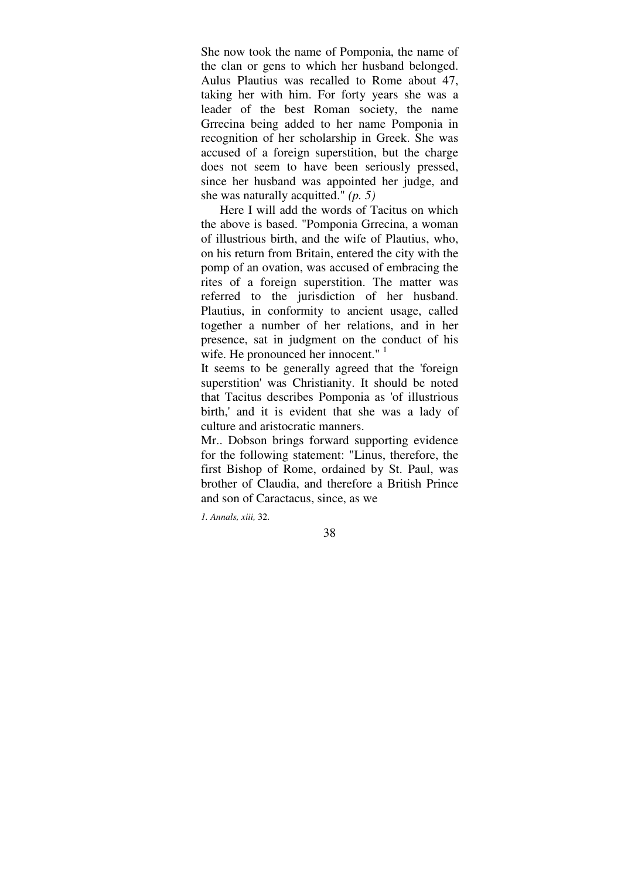She now took the name of Pomponia, the name of the clan or gens to which her husband belonged. Aulus Plautius was recalled to Rome about 47, taking her with him. For forty years she was a leader of the best Roman society, the name Grrecina being added to her name Pomponia in recognition of her scholarship in Greek. She was accused of a foreign superstition, but the charge does not seem to have been seriously pressed, since her husband was appointed her judge, and she was naturally acquitted." *(p. 5)*

Here I will add the words of Tacitus on which the above is based. "Pomponia Grrecina, a woman of illustrious birth, and the wife of Plautius, who, on his return from Britain, entered the city with the pomp of an ovation, was accused of embracing the rites of a foreign superstition. The matter was referred to the jurisdiction of her husband. Plautius, in conformity to ancient usage, called together a number of her relations, and in her presence, sat in judgment on the conduct of his wife. He pronounced her innocent." [1]

It seems to be generally agreed that the 'foreign superstition' was Christianity. It should be noted that Tacitus describes Pomponia as 'of illustrious birth,' and it is evident that she was a lady of culture and aristocratic manners.

Mr.. Dobson brings forward supporting evidence for the following statement: "Linus, therefore, the first Bishop of Rome, ordained by St. Paul, was brother of Claudia, and therefore a British Prince and son of Caractacus, since, as we

*1. Annals, xiii,* 32.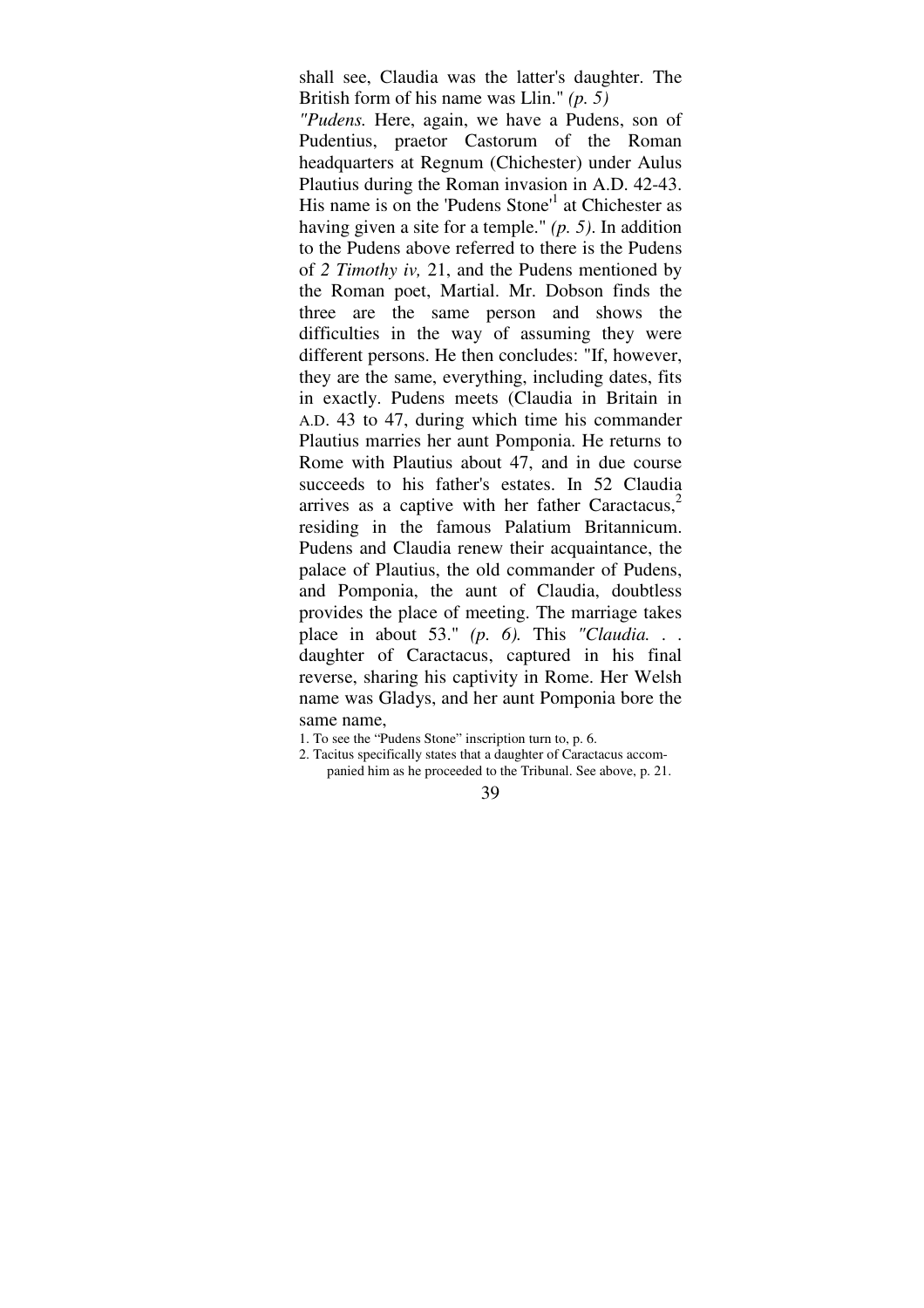shall see, Claudia was the latter's daughter. The British form of his name was Llin." *(p. 5)*

*"Pudens.* Here, again, we have a Pudens, son of Pudentius, praetor Castorum of the Roman headquarters at Regnum (Chichester) under Aulus Plautius during the Roman invasion in A.D. 42-43. His name is on the 'Pudens Stone'[1] at Chichester as having given a site for a temple." *(p. 5)*. In addition to the Pudens above referred to there is the Pudens of *2 Timothy iv,* 21, and the Pudens mentioned by the Roman poet, Martial. Mr. Dobson finds the three are the same person and shows the difficulties in the way of assuming they were different persons. He then concludes: "If, however, they are the same, everything, including dates, fits in exactly. Pudens meets (Claudia in Britain in A.D. 43 to 47, during which time his commander Plautius marries her aunt Pomponia. He returns to Rome with Plautius about 47, and in due course succeeds to his father's estates. In 52 Claudia arrives as a captive with her father Caractacus,[2] residing in the famous Palatium Britannicum. Pudens and Claudia renew their acquaintance, the palace of Plautius, the old commander of Pudens, and Pomponia, the aunt of Claudia, doubtless provides the place of meeting. The marriage takes place in about 53." *(p. 6).* This *"Claudia. . .* daughter of Caractacus, captured in his final reverse, sharing his captivity in Rome. Her Welsh name was Gladys, and her aunt Pomponia bore the same name,

1. To see the "Pudens Stone" inscription turn to, p. 6.
2. Tacitus specifically states that a daughter of Caractacus accompanied him as he proceeded to the Tribunal. See above, p. 21.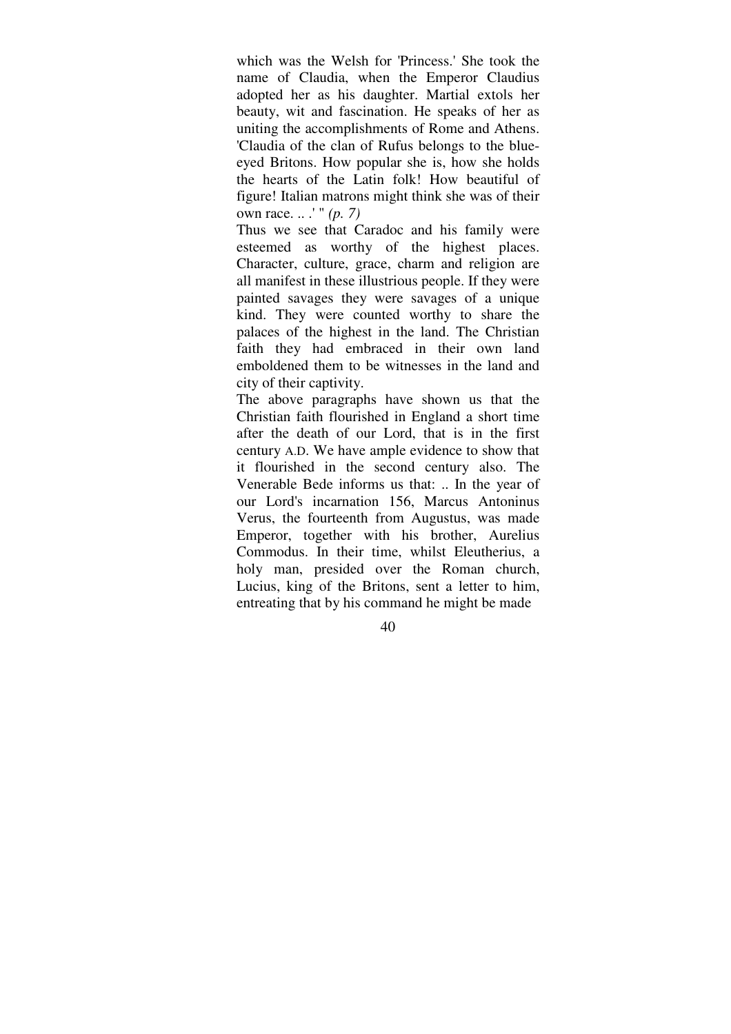which was the Welsh for 'Princess.' She took the name of Claudia, when the Emperor Claudius adopted her as his daughter. Martial extols her beauty, wit and fascination. He speaks of her as uniting the accomplishments of Rome and Athens. 'Claudia of the clan of Rufus belongs to the blue-eyed Britons. How popular she is, how she holds the hearts of the Latin folk! How beautiful of figure! Italian matrons might think she was of their own race. .. .' " *(p. 7)*

Thus we see that Caradoc and his family were esteemed as worthy of the highest places. Character, culture, grace, charm and religion are all manifest in these illustrious people. If they were painted savages they were savages of a unique kind. They were counted worthy to share the palaces of the highest in the land. The Christian faith they had embraced in their own land emboldened them to be witnesses in the land and city of their captivity.

The above paragraphs have shown us that the Christian faith flourished in England a short time after the death of our Lord, that is in the first century A.D. We have ample evidence to show that it flourished in the second century also. The Venerable Bede informs us that: .. In the year of our Lord's incarnation 156, Marcus Antoninus Verus, the fourteenth from Augustus, was made Emperor, together with his brother, Aurelius Commodus. In their time, whilst Eleutherius, a holy man, presided over the Roman church, Lucius, king of the Britons, sent a letter to him, entreating that by his command he might be made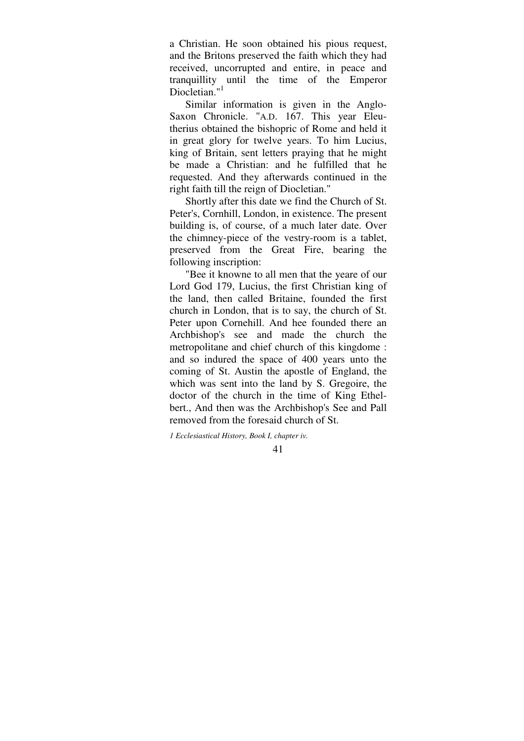a Christian. He soon obtained his pious request, and the Britons preserved the faith which they had received, uncorrupted and entire, in peace and tranquillity until the time of the Emperor Diocletian."[1]

Similar information is given in the Anglo-Saxon Chronicle. "A.D. 167. This year Eleutherius obtained the bishopric of Rome and held it in great glory for twelve years. To him Lucius, king of Britain, sent letters praying that he might be made a Christian: and he fulfilled that he requested. And they afterwards continued in the right faith till the reign of Diocletian."

Shortly after this date we find the Church of St. Peter's, Cornhill, London, in existence. The present building is, of course, of a much later date. Over the chimney-piece of the vestry-room is a tablet, preserved from the Great Fire, bearing the following inscription:

"Bee it knowne to all men that the yeare of our Lord God 179, Lucius, the first Christian king of the land, then called Britaine, founded the first church in London, that is to say, the church of St. Peter upon Cornehill. And hee founded there an Archbishop's see and made the church the metropolitane and chief church of this kingdome : and so indured the space of 400 years unto the coming of St. Austin the apostle of England, the which was sent into the land by S. Gregoire, the doctor of the church in the time of King Ethelbert., And then was the Archbishop's See and Pall removed from the foresaid church of St.

*1 Ecclesiastical History, Book I, chapter iv.*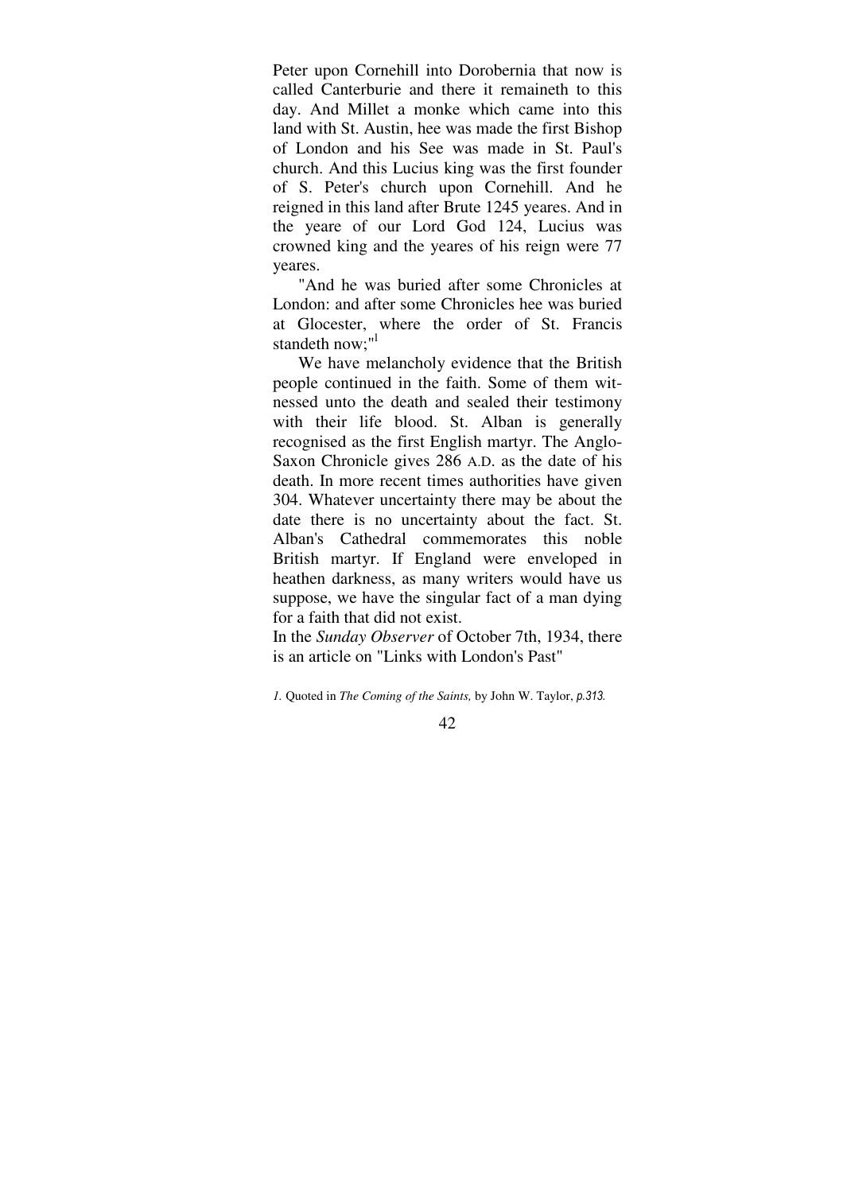Peter upon Cornehill into Dorobernia that now is called Canterburie and there it remaineth to this day. And Millet a monke which came into this land with St. Austin, hee was made the first Bishop of London and his See was made in St. Paul's church. And this Lucius king was the first founder of S. Peter's church upon Cornehill. And he reigned in this land after Brute 1245 yeares. And in the yeare of our Lord God 124, Lucius was crowned king and the yeares of his reign were 77 yeares.

"And he was buried after some Chronicles at London: and after some Chronicles hee was buried at Glocester, where the order of St. Francis standeth now;"[1]

We have melancholy evidence that the British people continued in the faith. Some of them witnessed unto the death and sealed their testimony with their life blood. St. Alban is generally recognised as the first English martyr. The Anglo-Saxon Chronicle gives 286 A.D. as the date of his death. In more recent times authorities have given 304. Whatever uncertainty there may be about the date there is no uncertainty about the fact. St. Alban's Cathedral commemorates this noble British martyr. If England were enveloped in heathen darkness, as many writers would have us suppose, we have the singular fact of a man dying for a faith that did not exist.

In the *Sunday Observer* of October 7th, 1934, there is an article on "Links with London's Past"

*1.* Quoted in *The Coming of the Saints,* by John W. Taylor, *p.313.*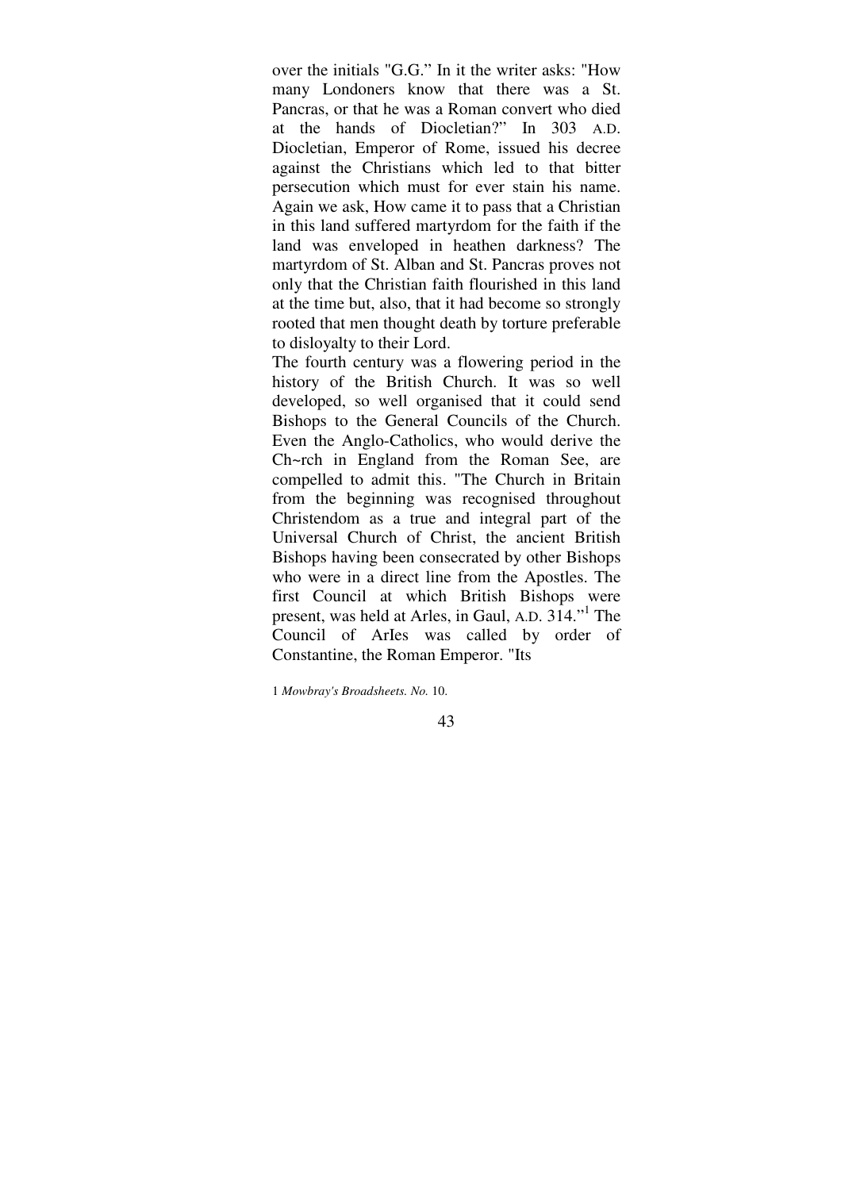over the initials "G.G." In it the writer asks: "How many Londoners know that there was a St. Pancras, or that he was a Roman convert who died at the hands of Diocletian?" In 303 A.D. Diocletian, Emperor of Rome, issued his decree against the Christians which led to that bitter persecution which must for ever stain his name. Again we ask, How came it to pass that a Christian in this land suffered martyrdom for the faith if the land was enveloped in heathen darkness? The martyrdom of St. Alban and St. Pancras proves not only that the Christian faith flourished in this land at the time but, also, that it had become so strongly rooted that men thought death by torture preferable to disloyalty to their Lord.

The fourth century was a flowering period in the history of the British Church. It was so well developed, so well organised that it could send Bishops to the General Councils of the Church. Even the Anglo-Catholics, who would derive the Ch~rch in England from the Roman See, are compelled to admit this. "The Church in Britain from the beginning was recognised throughout Christendom as a true and integral part of the Universal Church of Christ, the ancient British Bishops having been consecrated by other Bishops who were in a direct line from the Apostles. The first Council at which British Bishops were present, was held at Arles, in Gaul, A.D. 314."[1] The Council of ArIes was called by order of Constantine, the Roman Emperor. "Its

1 *Mowbray's Broadsheets. No.* 10.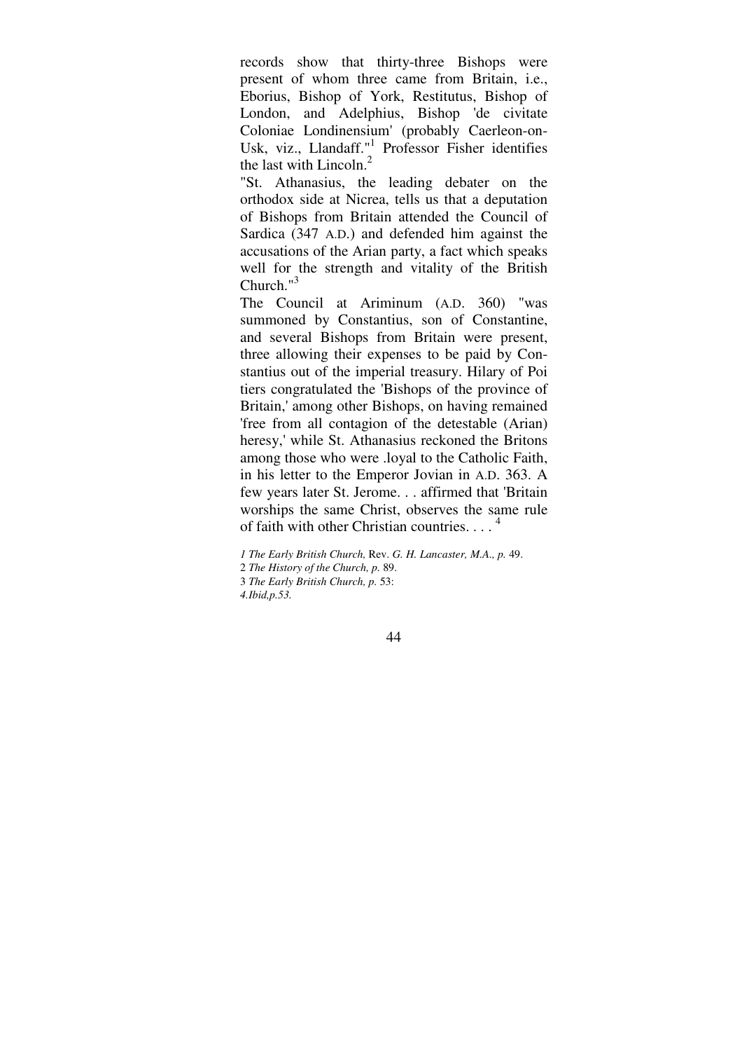records show that thirty-three Bishops were present of whom three came from Britain, i.e., Eborius, Bishop of York, Restitutus, Bishop of London, and Adelphius, Bishop 'de civitate Coloniae Londinensium' (probably Caerleon-on-Usk, viz., Llandaff."[1] Professor Fisher identifies the last with Lincoln.[2]

"St. Athanasius, the leading debater on the orthodox side at Nicrea, tells us that a deputation of Bishops from Britain attended the Council of Sardica (347 A.D.) and defended him against the accusations of the Arian party, a fact which speaks well for the strength and vitality of the British Church."[3]

The Council at Ariminum (A.D. 360) "was summoned by Constantius, son of Constantine, and several Bishops from Britain were present, three allowing their expenses to be paid by Constantius out of the imperial treasury. Hilary of Poi tiers congratulated the 'Bishops of the province of Britain,' among other Bishops, on having remained 'free from all contagion of the detestable (Arian) heresy,' while St. Athanasius reckoned the Britons among those who were .loyal to the Catholic Faith, in his letter to the Emperor Jovian in A.D. 363. A few years later St. Jerome. . . affirmed that 'Britain worships the same Christ, observes the same rule of faith with other Christian countries. . . . [4]

*1 The Early British Church,* Rev. *G. H. Lancaster, M.A., p.* 49.
2 *The History of the Church, p.* 89.
3 *The Early British Church, p.* 53:
*4.Ibid,p.53.*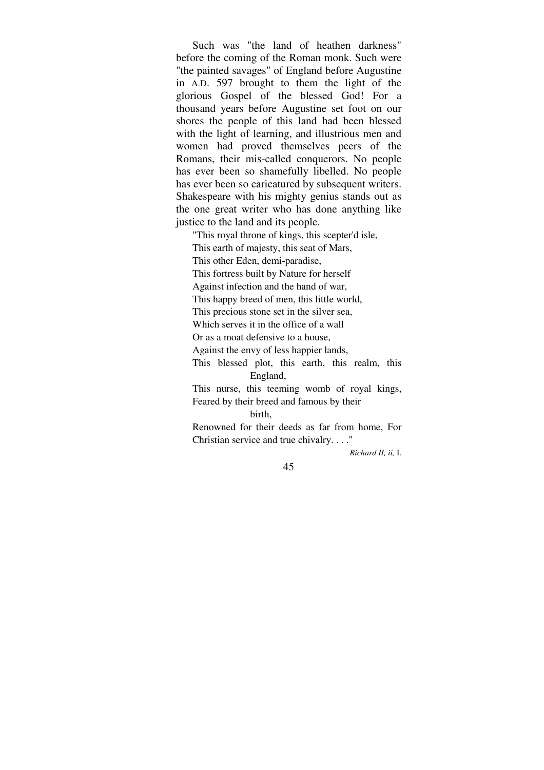Such was "the land of heathen darkness" before the coming of the Roman monk. Such were "the painted savages" of England before Augustine in A.D. 597 brought to them the light of the glorious Gospel of the blessed God! For a thousand years before Augustine set foot on our shores the people of this land had been blessed with the light of learning, and illustrious men and women had proved themselves peers of the Romans, their mis-called conquerors. No people has ever been so shamefully libelled. No people has ever been so caricatured by subsequent writers. Shakespeare with his mighty genius stands out as the one great writer who has done anything like justice to the land and its people.

> "This royal throne of kings, this scepter'd isle,
> This earth of majesty, this seat of Mars,
> This other Eden, demi-paradise,
> This fortress built by Nature for herself
> Against infection and the hand of war,
> This happy breed of men, this little world,
> This precious stone set in the silver sea,
> Which serves it in the office of a wall
> Or as a moat defensive to a house,
> Against the envy of less happier lands,
> This blessed plot, this earth, this realm, this England,
> This nurse, this teeming womb of royal kings,
> Feared by their breed and famous by their birth,
> Renowned for their deeds as far from home, For Christian service and true chivalry. . . ."
>
> *Richard II, ii,* I.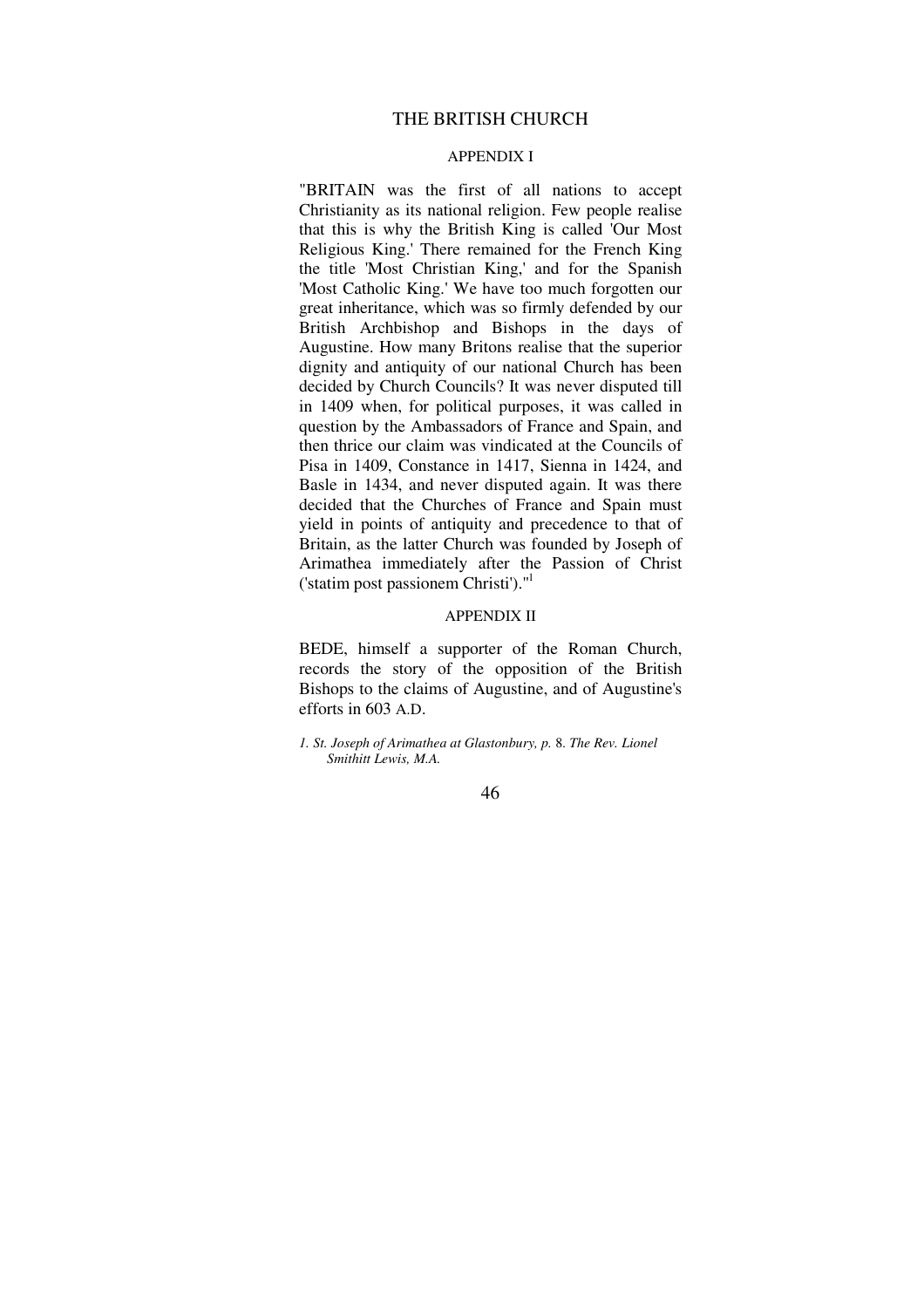# THE BRITISH CHURCH

## APPENDIX I

"BRITAIN was the first of all nations to accept Christianity as its national religion. Few people realise that this is why the British King is called 'Our Most Religious King.' There remained for the French King the title 'Most Christian King,' and for the Spanish 'Most Catholic King.' We have too much forgotten our great inheritance, which was so firmly defended by our British Archbishop and Bishops in the days of Augustine. How many Britons realise that the superior dignity and antiquity of our national Church has been decided by Church Councils? It was never disputed till in 1409 when, for political purposes, it was called in question by the Ambassadors of France and Spain, and then thrice our claim was vindicated at the Councils of Pisa in 1409, Constance in 1417, Sienna in 1424, and Basle in 1434, and never disputed again. It was there decided that the Churches of France and Spain must yield in points of antiquity and precedence to that of Britain, as the latter Church was founded by Joseph of Arimathea immediately after the Passion of Christ ('statim post passionem Christi')."[1]

## APPENDIX II

BEDE, himself a supporter of the Roman Church, records the story of the opposition of the British Bishops to the claims of Augustine, and of Augustine's efforts in 603 A.D.

*1. St. Joseph of Arimathea at Glastonbury, p.* 8. *The Rev. Lionel Smithitt Lewis, M.A.*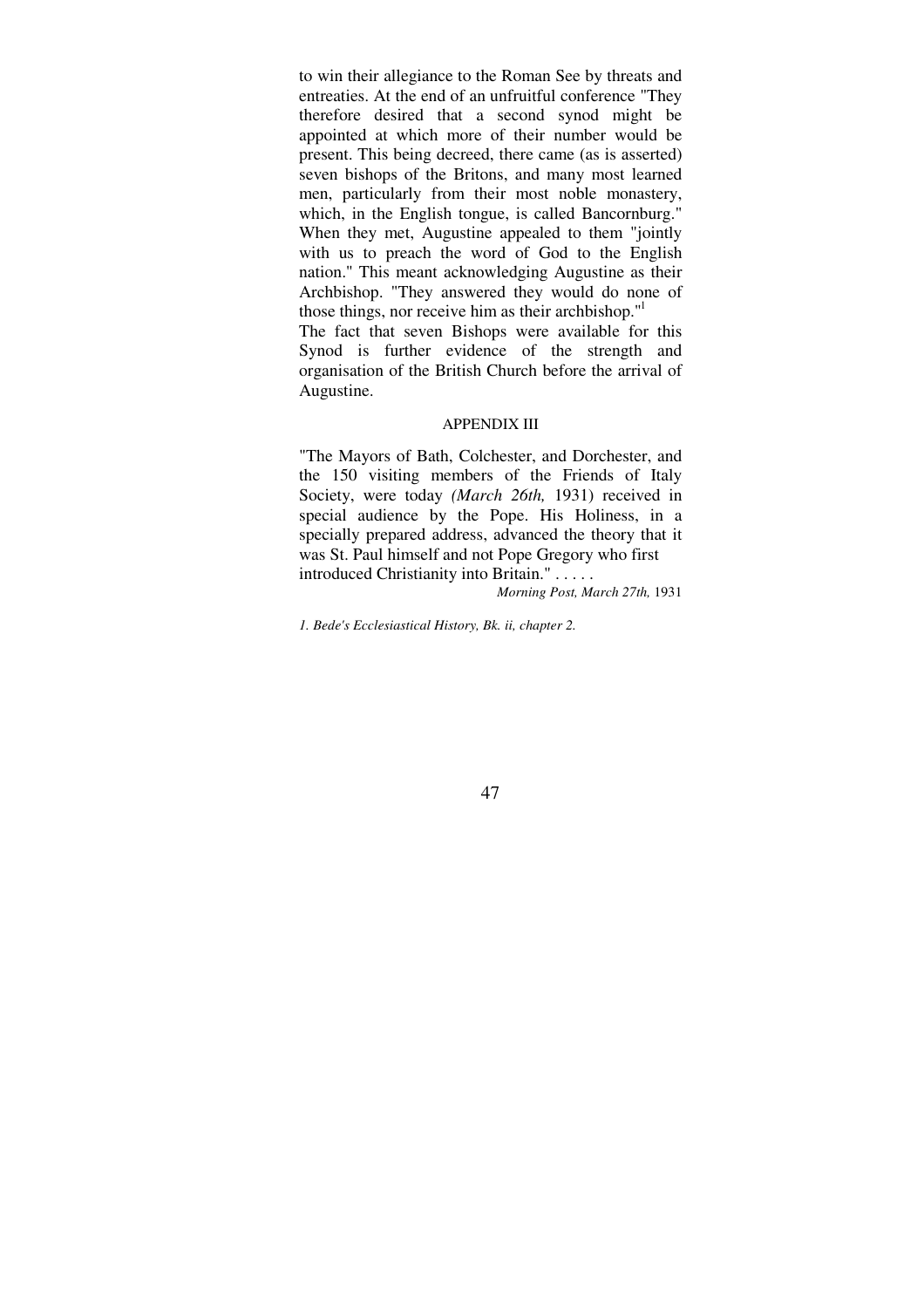to win their allegiance to the Roman See by threats and entreaties. At the end of an unfruitful conference "They therefore desired that a second synod might be appointed at which more of their number would be present. This being decreed, there came (as is asserted) seven bishops of the Britons, and many most learned men, particularly from their most noble monastery, which, in the English tongue, is called Bancornburg." When they met, Augustine appealed to them "jointly with us to preach the word of God to the English nation." This meant acknowledging Augustine as their Archbishop. "They answered they would do none of those things, nor receive him as their archbishop."[1]

The fact that seven Bishops were available for this Synod is further evidence of the strength and organisation of the British Church before the arrival of Augustine.

## APPENDIX III

"The Mayors of Bath, Colchester, and Dorchester, and the 150 visiting members of the Friends of Italy Society, were today *(March 26th,* 1931) received in special audience by the Pope. His Holiness, in a specially prepared address, advanced the theory that it was St. Paul himself and not Pope Gregory who first introduced Christianity into Britain." . . . . .

*Morning Post, March 27th,* 1931

*1. Bede's Ecclesiastical History, Bk. ii, chapter 2.*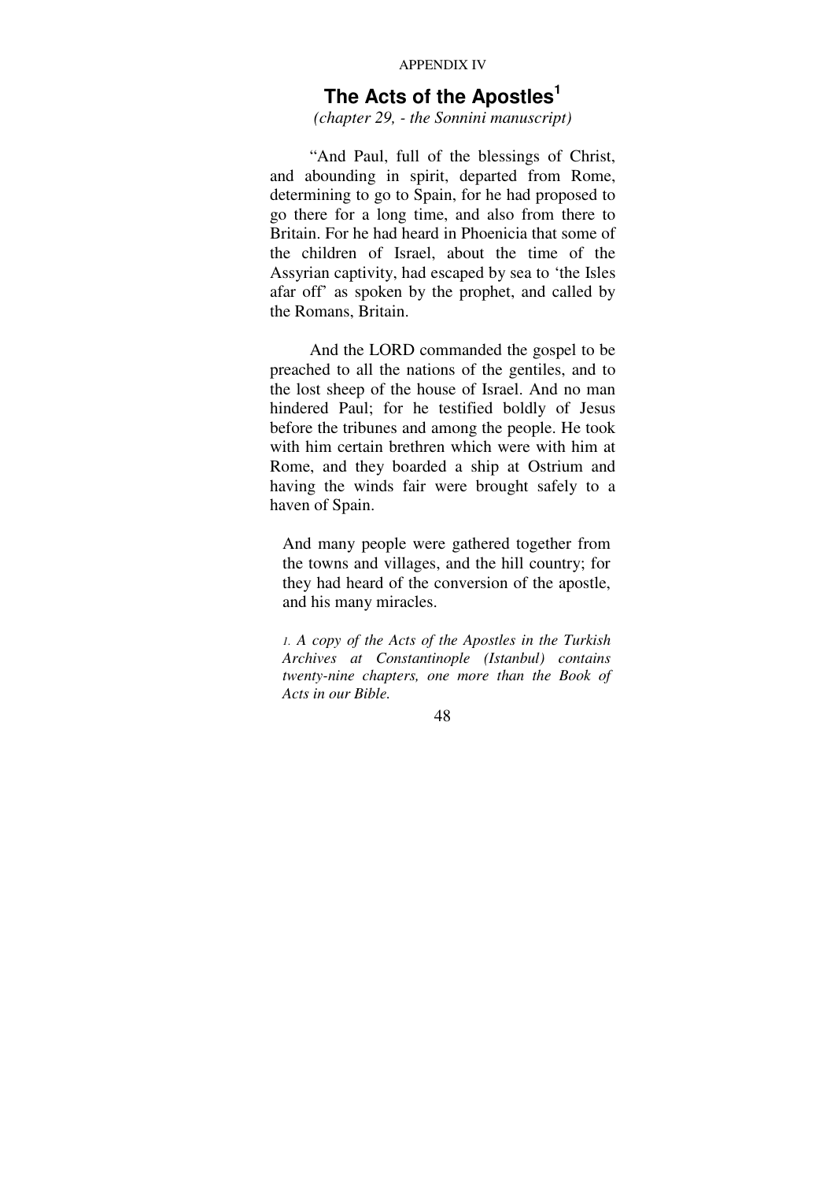APPENDIX IV

# The Acts of the Apostles[1]

*(chapter 29, - the Sonnini manuscript)*

"And Paul, full of the blessings of Christ, and abounding in spirit, departed from Rome, determining to go to Spain, for he had proposed to go there for a long time, and also from there to Britain. For he had heard in Phoenicia that some of the children of Israel, about the time of the Assyrian captivity, had escaped by sea to 'the Isles afar off' as spoken by the prophet, and called by the Romans, Britain.

And the LORD commanded the gospel to be preached to all the nations of the gentiles, and to the lost sheep of the house of Israel. And no man hindered Paul; for he testified boldly of Jesus before the tribunes and among the people. He took with him certain brethren which were with him at Rome, and they boarded a ship at Ostrium and having the winds fair were brought safely to a haven of Spain.

And many people were gathered together from the towns and villages, and the hill country; for they had heard of the conversion of the apostle, and his many miracles.

1. *A copy of the Acts of the Apostles in the Turkish Archives at Constantinople (Istanbul) contains twenty-nine chapters, one more than the Book of Acts in our Bible.*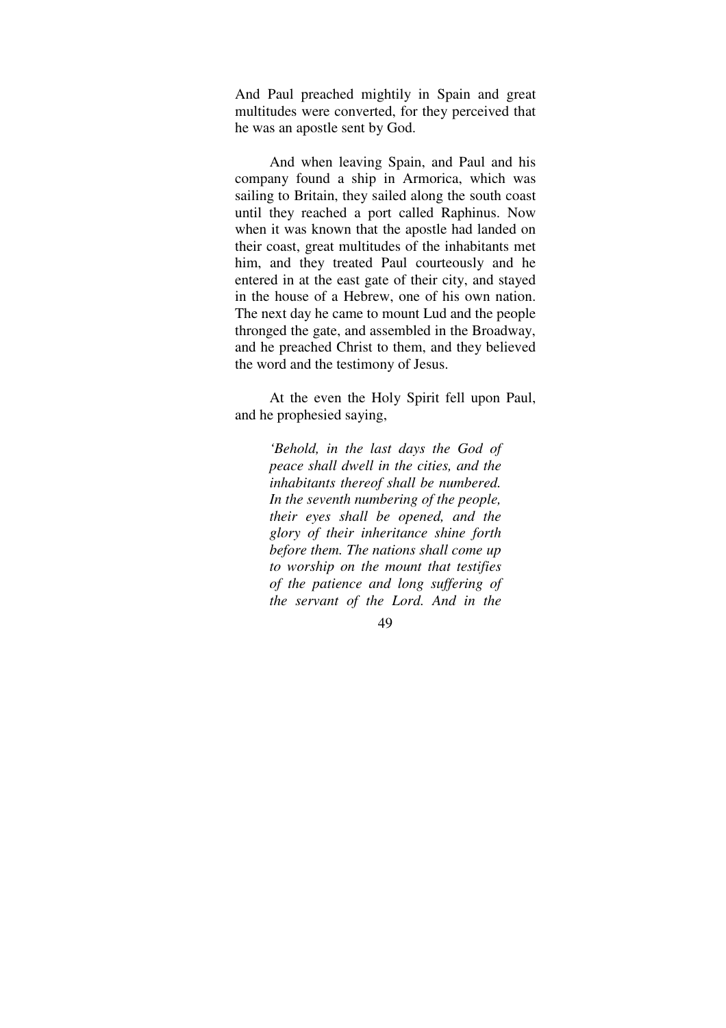And Paul preached mightily in Spain and great multitudes were converted, for they perceived that he was an apostle sent by God.

And when leaving Spain, and Paul and his company found a ship in Armorica, which was sailing to Britain, they sailed along the south coast until they reached a port called Raphinus. Now when it was known that the apostle had landed on their coast, great multitudes of the inhabitants met him, and they treated Paul courteously and he entered in at the east gate of their city, and stayed in the house of a Hebrew, one of his own nation. The next day he came to mount Lud and the people thronged the gate, and assembled in the Broadway, and he preached Christ to them, and they believed the word and the testimony of Jesus.

At the even the Holy Spirit fell upon Paul, and he prophesied saying,

> *'Behold, in the last days the God of peace shall dwell in the cities, and the inhabitants thereof shall be numbered. In the seventh numbering of the people, their eyes shall be opened, and the glory of their inheritance shine forth before them. The nations shall come up to worship on the mount that testifies of the patience and long suffering of the servant of the Lord. And in the*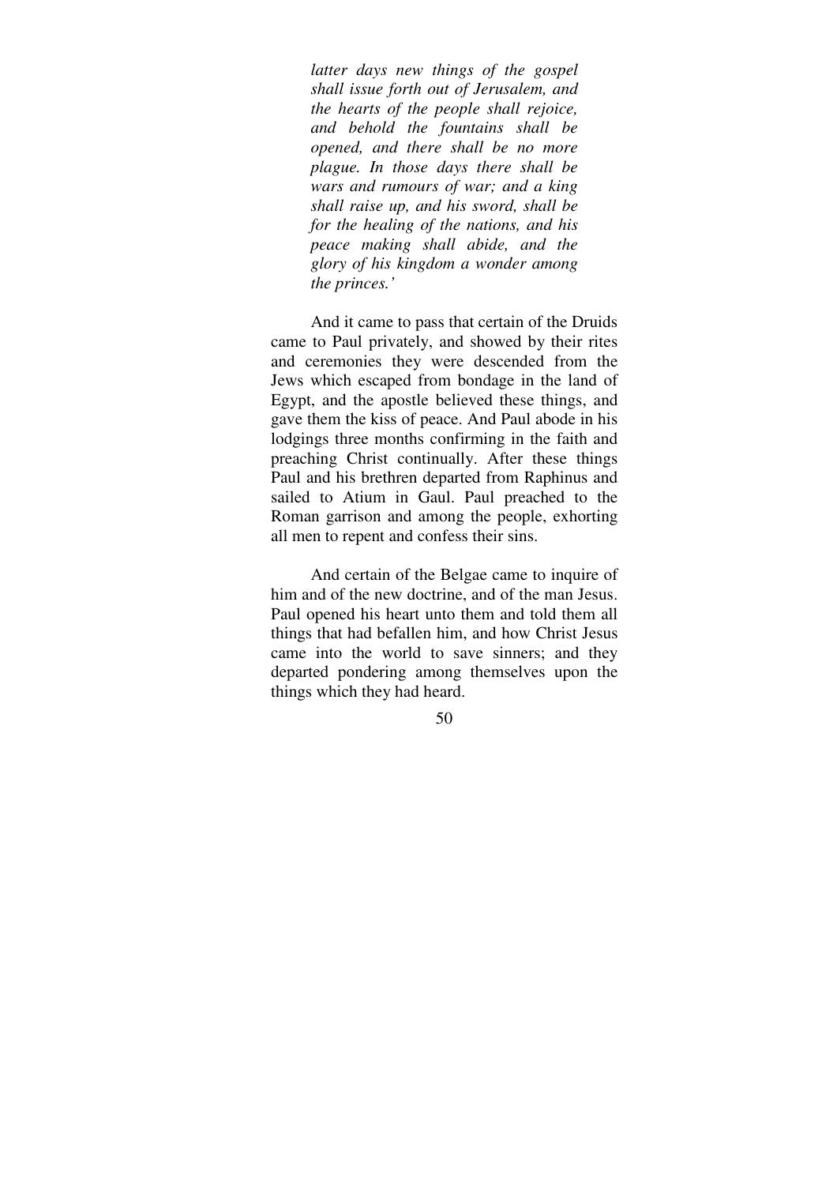*latter days new things of the gospel shall issue forth out of Jerusalem, and the hearts of the people shall rejoice, and behold the fountains shall be opened, and there shall be no more plague. In those days there shall be wars and rumours of war; and a king shall raise up, and his sword, shall be for the healing of the nations, and his peace making shall abide, and the glory of his kingdom a wonder among the princes.'*

And it came to pass that certain of the Druids came to Paul privately, and showed by their rites and ceremonies they were descended from the Jews which escaped from bondage in the land of Egypt, and the apostle believed these things, and gave them the kiss of peace. And Paul abode in his lodgings three months confirming in the faith and preaching Christ continually. After these things Paul and his brethren departed from Raphinus and sailed to Atium in Gaul. Paul preached to the Roman garrison and among the people, exhorting all men to repent and confess their sins.

And certain of the Belgae came to inquire of him and of the new doctrine, and of the man Jesus. Paul opened his heart unto them and told them all things that had befallen him, and how Christ Jesus came into the world to save sinners; and they departed pondering among themselves upon the things which they had heard.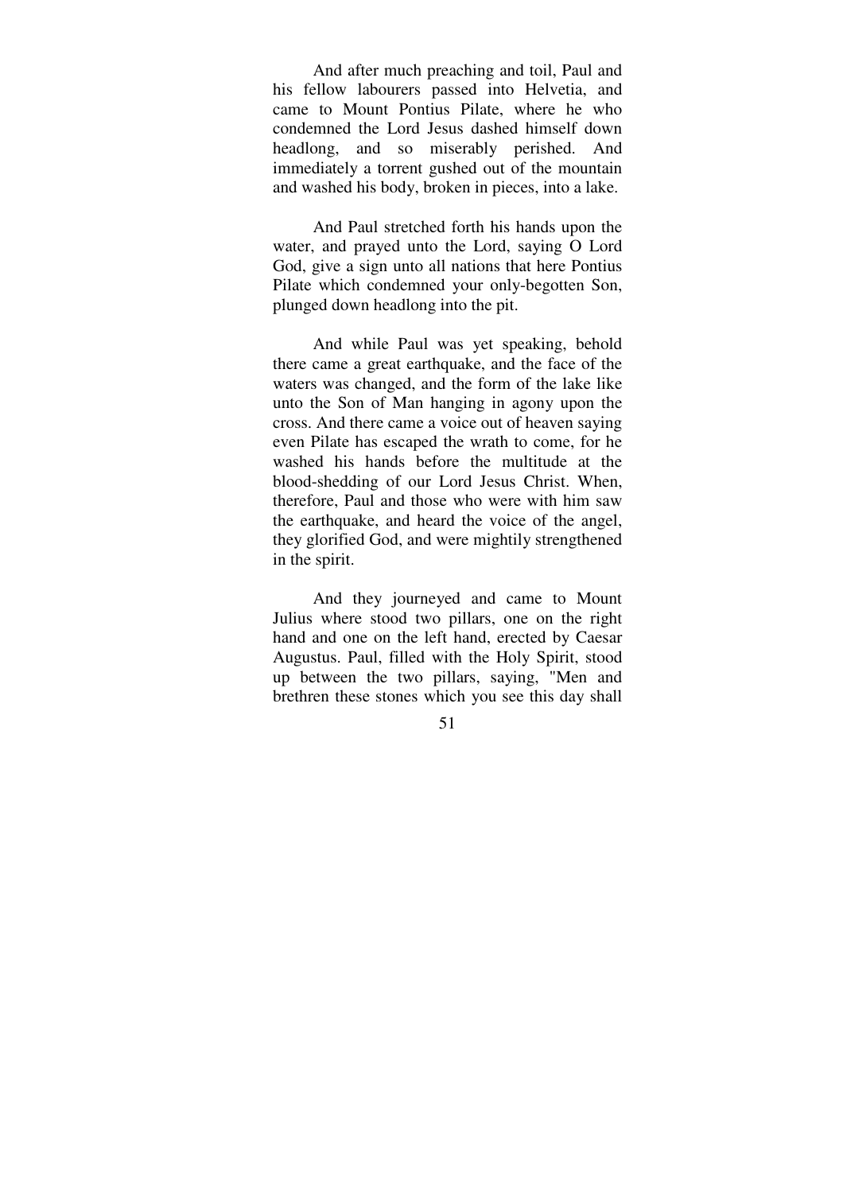And after much preaching and toil, Paul and his fellow labourers passed into Helvetia, and came to Mount Pontius Pilate, where he who condemned the Lord Jesus dashed himself down headlong, and so miserably perished. And immediately a torrent gushed out of the mountain and washed his body, broken in pieces, into a lake.

And Paul stretched forth his hands upon the water, and prayed unto the Lord, saying O Lord God, give a sign unto all nations that here Pontius Pilate which condemned your only-begotten Son, plunged down headlong into the pit.

And while Paul was yet speaking, behold there came a great earthquake, and the face of the waters was changed, and the form of the lake like unto the Son of Man hanging in agony upon the cross. And there came a voice out of heaven saying even Pilate has escaped the wrath to come, for he washed his hands before the multitude at the blood-shedding of our Lord Jesus Christ. When, therefore, Paul and those who were with him saw the earthquake, and heard the voice of the angel, they glorified God, and were mightily strengthened in the spirit.

And they journeyed and came to Mount Julius where stood two pillars, one on the right hand and one on the left hand, erected by Caesar Augustus. Paul, filled with the Holy Spirit, stood up between the two pillars, saying, "Men and brethren these stones which you see this day shall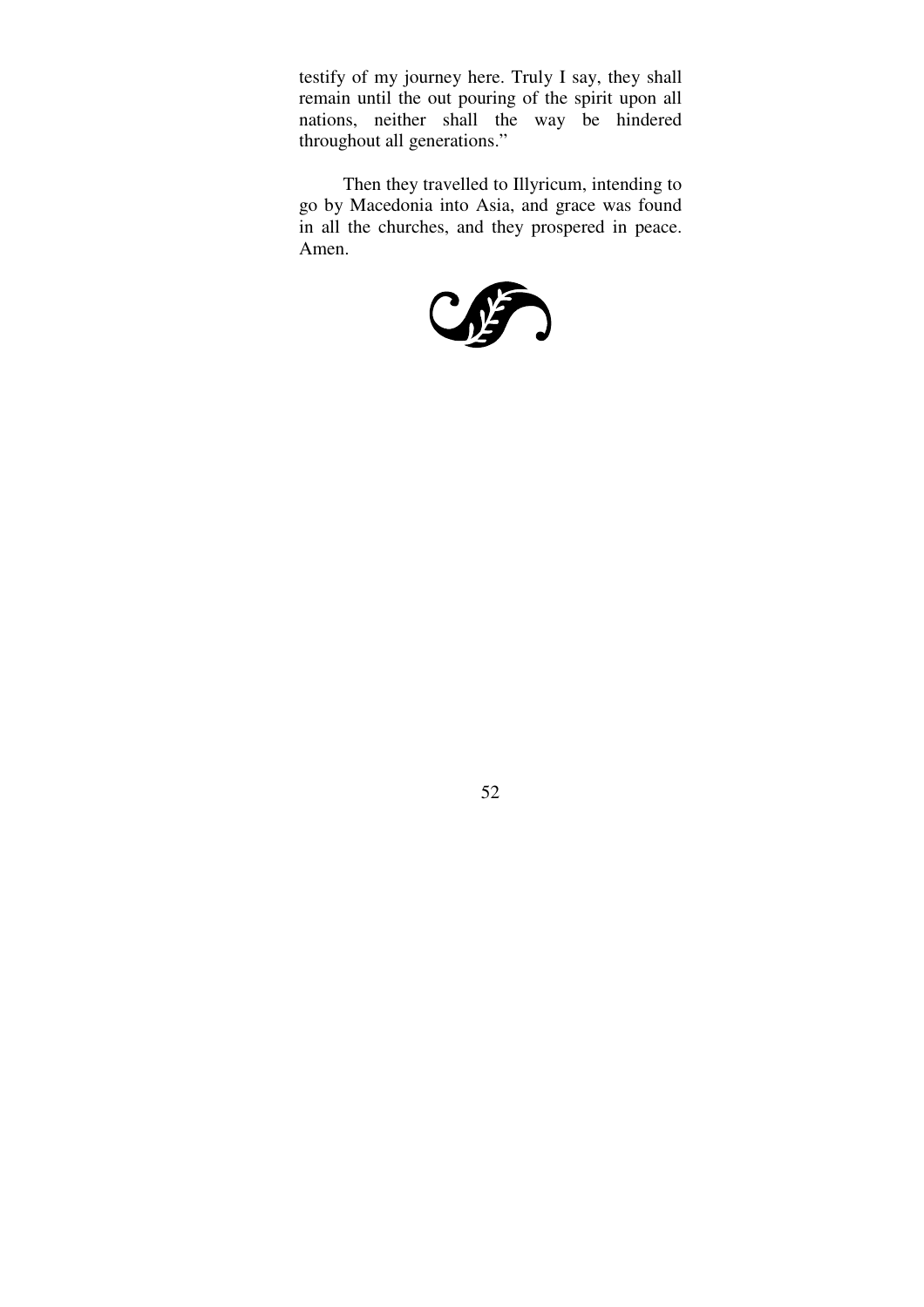testify of my journey here. Truly I say, they shall remain until the out pouring of the spirit upon all nations, neither shall the way be hindered throughout all generations."

Then they travelled to Illyricum, intending to go by Macedonia into Asia, and grace was found in all the churches, and they prospered in peace. Amen.